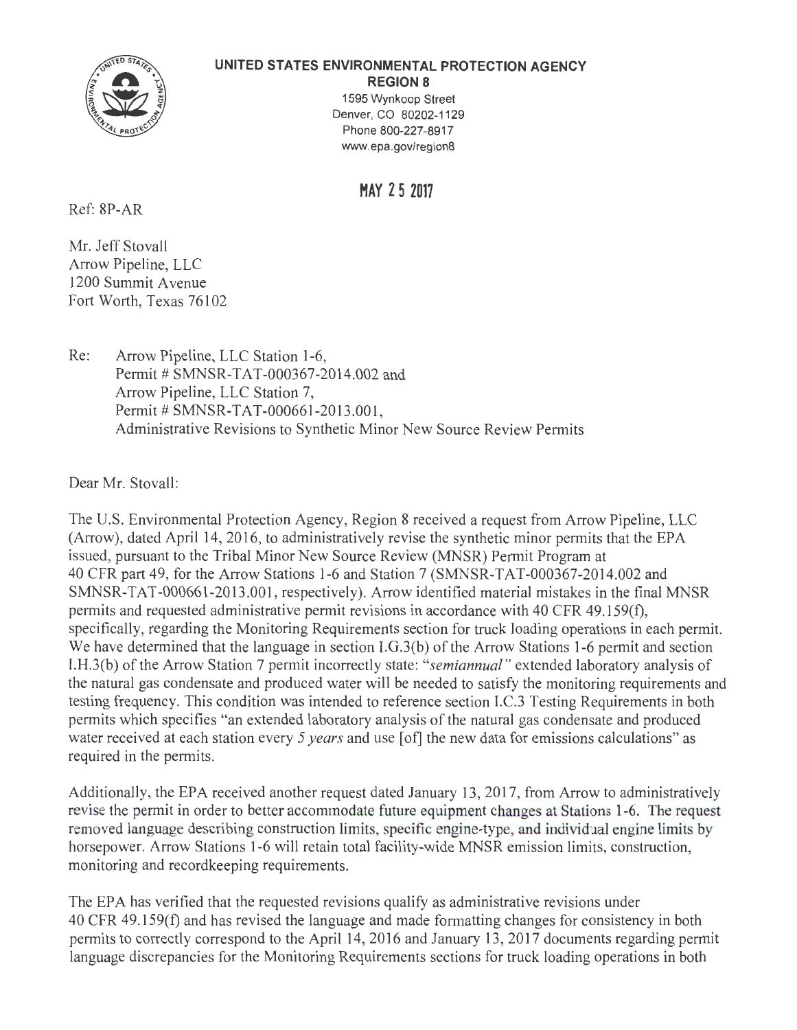**UNITED STATES ENVIRONMENTAL PROTECTION AGENCY**
**REGION 8**
1595 Wynkoop Street
Denver, CO 80202-1129
Phone 800-227-8917
www.epa.gov/region8

**MAY 25 2017**

Ref: 8P-AR

Mr. Jeff Stovall
Arrow Pipeline, LLC
1200 Summit Avenue
Fort Worth, Texas 76102

Re: Arrow Pipeline, LLC Station 1-6,
Permit # SMNSR-TAT-000367-2014.002 and
Arrow Pipeline, LLC Station 7,
Permit # SMNSR-TAT-000661-2013.001,
Administrative Revisions to Synthetic Minor New Source Review Permits

Dear Mr. Stovall:

The U.S. Environmental Protection Agency, Region 8 received a request from Arrow Pipeline, LLC (Arrow), dated April 14, 2016, to administratively revise the synthetic minor permits that the EPA issued, pursuant to the Tribal Minor New Source Review (MNSR) Permit Program at 40 CFR part 49, for the Arrow Stations 1-6 and Station 7 (SMNSR-TAT-000367-2014.002 and SMNSR-TAT-000661-2013.001, respectively). Arrow identified material mistakes in the final MNSR permits and requested administrative permit revisions in accordance with 40 CFR 49.159(f), specifically, regarding the Monitoring Requirements section for truck loading operations in each permit. We have determined that the language in section I.G.3(b) of the Arrow Stations 1-6 permit and section I.H.3(b) of the Arrow Station 7 permit incorrectly state: "*semiannual*" extended laboratory analysis of the natural gas condensate and produced water will be needed to satisfy the monitoring requirements and testing frequency. This condition was intended to reference section I.C.3 Testing Requirements in both permits which specifies "an extended laboratory analysis of the natural gas condensate and produced water received at each station every *5 years* and use [of] the new data for emissions calculations" as required in the permits.

Additionally, the EPA received another request dated January 13, 2017, from Arrow to administratively revise the permit in order to better accommodate future equipment changes at Stations 1-6. The request removed language describing construction limits, specific engine-type, and individual engine limits by horsepower. Arrow Stations 1-6 will retain total facility-wide MNSR emission limits, construction, monitoring and recordkeeping requirements.

The EPA has verified that the requested revisions qualify as administrative revisions under 40 CFR 49.159(f) and has revised the language and made formatting changes for consistency in both permits to correctly correspond to the April 14, 2016 and January 13, 2017 documents regarding permit language discrepancies for the Monitoring Requirements sections for truck loading operations in both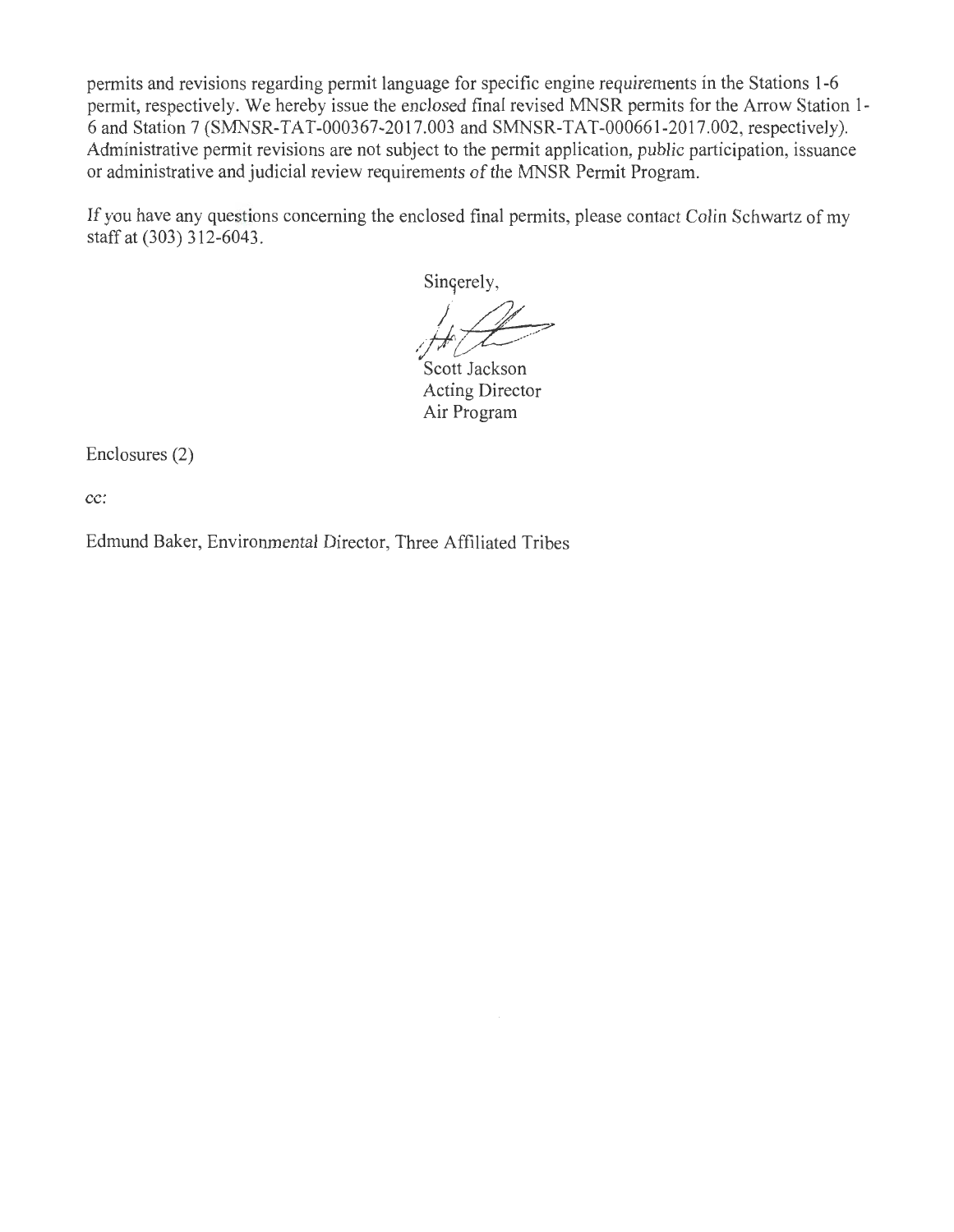permits and revisions regarding permit language for specific engine requirements in the Stations 1-6 permit, respectively. We hereby issue the enclosed final revised MNSR permits for the Arrow Station 1-6 and Station 7 (SMNSR-TAT-000367-2017.003 and SMNSR-TAT-000661-2017.002, respectively). Administrative permit revisions are not subject to the permit application, public participation, issuance or administrative and judicial review requirements of the MNSR Permit Program.

If you have any questions concerning the enclosed final permits, please contact Colin Schwartz of my staff at (303) 312-6043.

Sincerely,

Scott Jackson
Acting Director
Air Program

Enclosures (2)

cc:

Edmund Baker, Environmental Director, Three Affiliated Tribes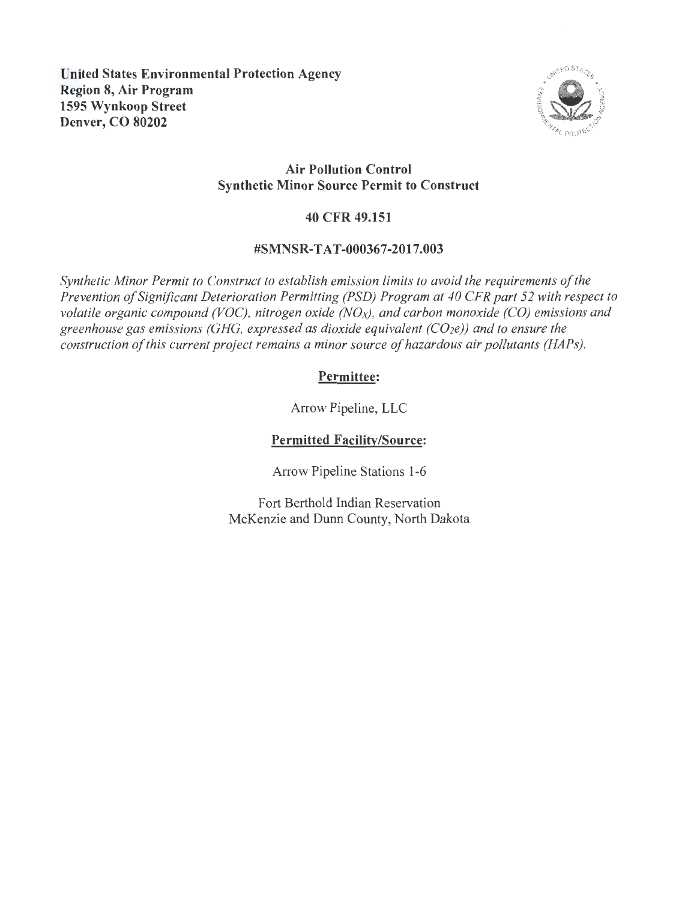**United States Environmental Protection Agency**
**Region 8, Air Program**
**1595 Wynkoop Street**
**Denver, CO 80202**

## Air Pollution Control
## Synthetic Minor Source Permit to Construct

### 40 CFR 49.151

### #SMNSR-TAT-000367-2017.003

*Synthetic Minor Permit to Construct to establish emission limits to avoid the requirements of the Prevention of Significant Deterioration Permitting (PSD) Program at 40 CFR part 52 with respect to volatile organic compound (VOC), nitrogen oxide ($NO_X$), and carbon monoxide (CO) emissions and greenhouse gas emissions (GHG, expressed as dioxide equivalent ($CO_2e$)) and to ensure the construction of this current project remains a minor source of hazardous air pollutants (HAPs).*

**Permittee:**

Arrow Pipeline, LLC

**Permitted Facility/Source:**

Arrow Pipeline Stations 1-6

Fort Berthold Indian Reservation
McKenzie and Dunn County, North Dakota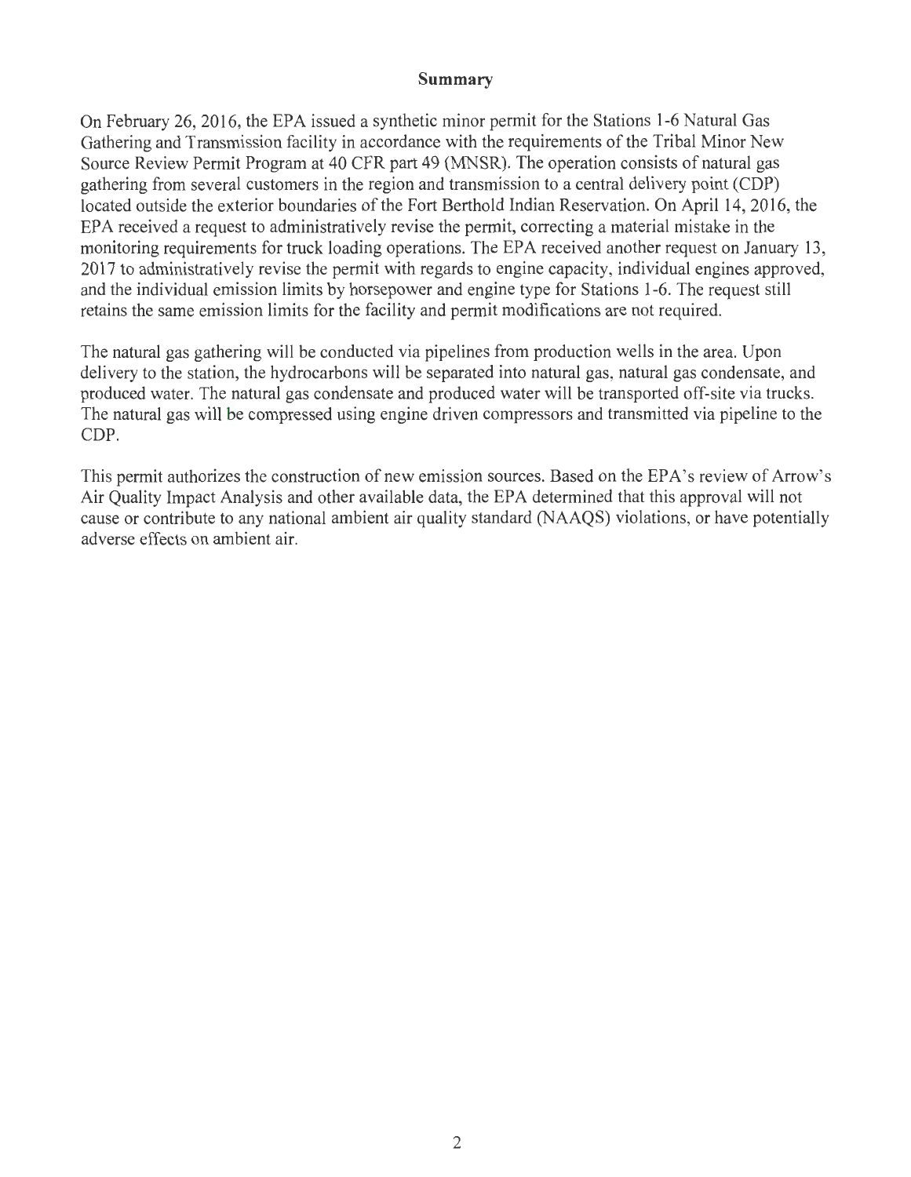## Summary

On February 26, 2016, the EPA issued a synthetic minor permit for the Stations 1-6 Natural Gas Gathering and Transmission facility in accordance with the requirements of the Tribal Minor New Source Review Permit Program at 40 CFR part 49 (MNSR). The operation consists of natural gas gathering from several customers in the region and transmission to a central delivery point (CDP) located outside the exterior boundaries of the Fort Berthold Indian Reservation. On April 14, 2016, the EPA received a request to administratively revise the permit, correcting a material mistake in the monitoring requirements for truck loading operations. The EPA received another request on January 13, 2017 to administratively revise the permit with regards to engine capacity, individual engines approved, and the individual emission limits by horsepower and engine type for Stations 1-6. The request still retains the same emission limits for the facility and permit modifications are not required.

The natural gas gathering will be conducted via pipelines from production wells in the area. Upon delivery to the station, the hydrocarbons will be separated into natural gas, natural gas condensate, and produced water. The natural gas condensate and produced water will be transported off-site via trucks. The natural gas will be compressed using engine driven compressors and transmitted via pipeline to the CDP.

This permit authorizes the construction of new emission sources. Based on the EPA's review of Arrow's Air Quality Impact Analysis and other available data, the EPA determined that this approval will not cause or contribute to any national ambient air quality standard (NAAQS) violations, or have potentially adverse effects on ambient air.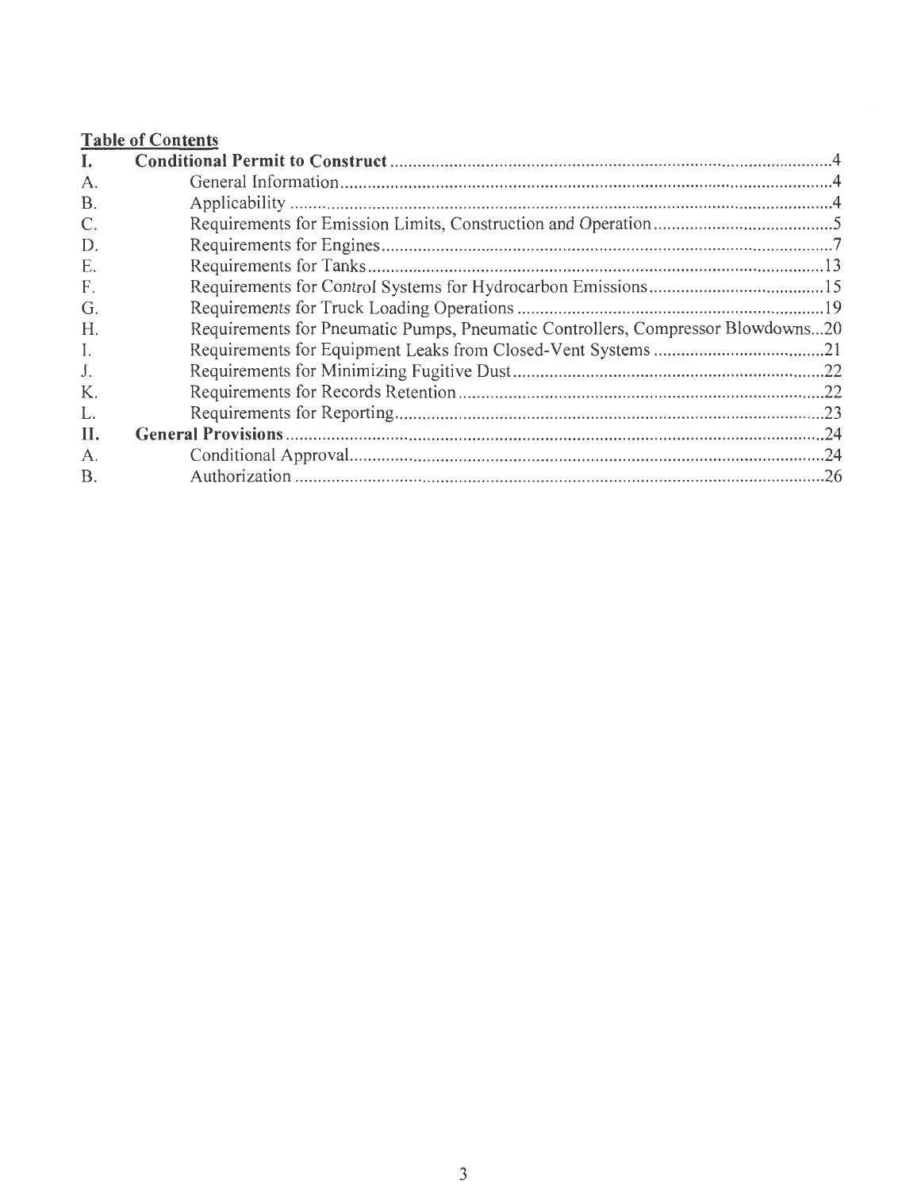## Table of Contents

| | | |
|---|---|---|
| **I.** | **Conditional Permit to Construct** | 4 |
| A. | General Information | 4 |
| B. | Applicability | 4 |
| C. | Requirements for Emission Limits, Construction and Operation | 5 |
| D. | Requirements for Engines | 7 |
| E. | Requirements for Tanks | 13 |
| F. | Requirements for Control Systems for Hydrocarbon Emissions | 15 |
| G. | Requirements for Truck Loading Operations | 19 |
| H. | Requirements for Pneumatic Pumps, Pneumatic Controllers, Compressor Blowdowns | 20 |
| I. | Requirements for Equipment Leaks from Closed-Vent Systems | 21 |
| J. | Requirements for Minimizing Fugitive Dust | 22 |
| K. | Requirements for Records Retention | 22 |
| L. | Requirements for Reporting | 23 |
| **II.** | **General Provisions** | 24 |
| A. | Conditional Approval | 24 |
| B. | Authorization | 26 |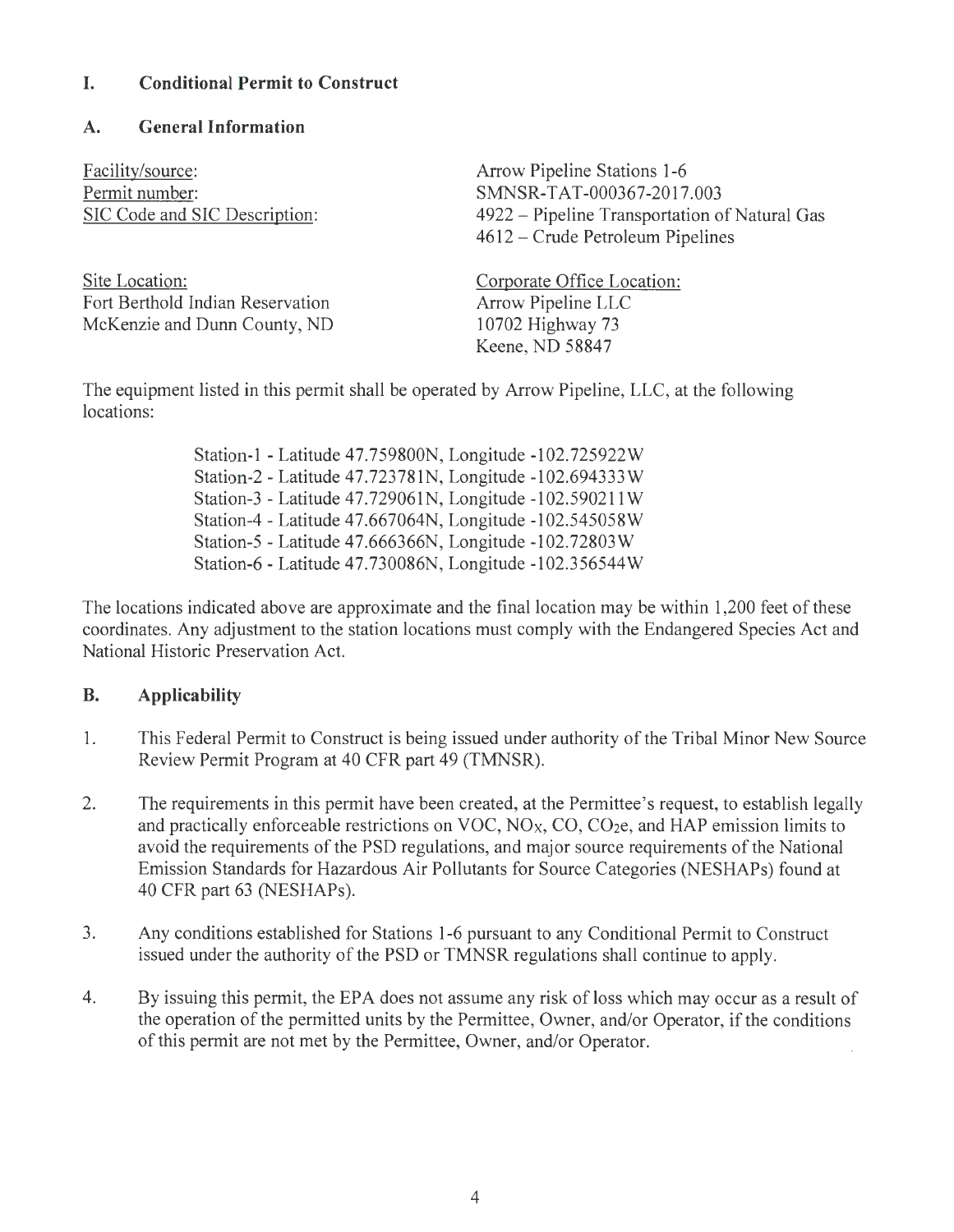# I. Conditional Permit to Construct

## A. General Information

| | |
|---|---|
| Facility/source: | Arrow Pipeline Stations 1-6 |
| Permit number: | SMNSR-TAT-000367-2017.003 |
| SIC Code and SIC Description: | 4922 – Pipeline Transportation of Natural Gas<br>4612 – Crude Petroleum Pipelines |
| Site Location:<br>Fort Berthold Indian Reservation<br>McKenzie and Dunn County, ND | Corporate Office Location:<br>Arrow Pipeline LLC<br>10702 Highway 73<br>Keene, ND 58847 |

The equipment listed in this permit shall be operated by Arrow Pipeline, LLC, at the following locations:

Station-1 - Latitude 47.759800N, Longitude -102.725922W
Station-2 - Latitude 47.723781N, Longitude -102.694333W
Station-3 - Latitude 47.729061N, Longitude -102.590211W
Station-4 - Latitude 47.667064N, Longitude -102.545058W
Station-5 - Latitude 47.666366N, Longitude -102.72803W
Station-6 - Latitude 47.730086N, Longitude -102.356544W

The locations indicated above are approximate and the final location may be within 1,200 feet of these coordinates. Any adjustment to the station locations must comply with the Endangered Species Act and National Historic Preservation Act.

## B. Applicability

1. This Federal Permit to Construct is being issued under authority of the Tribal Minor New Source Review Permit Program at 40 CFR part 49 (TMNSR).

2. The requirements in this permit have been created, at the Permittee's request, to establish legally and practically enforceable restrictions on VOC, $NO_X$, CO, $CO_2e$, and HAP emission limits to avoid the requirements of the PSD regulations, and major source requirements of the National Emission Standards for Hazardous Air Pollutants for Source Categories (NESHAPs) found at 40 CFR part 63 (NESHAPs).

3. Any conditions established for Stations 1-6 pursuant to any Conditional Permit to Construct issued under the authority of the PSD or TMNSR regulations shall continue to apply.

4. By issuing this permit, the EPA does not assume any risk of loss which may occur as a result of the operation of the permitted units by the Permittee, Owner, and/or Operator, if the conditions of this permit are not met by the Permittee, Owner, and/or Operator.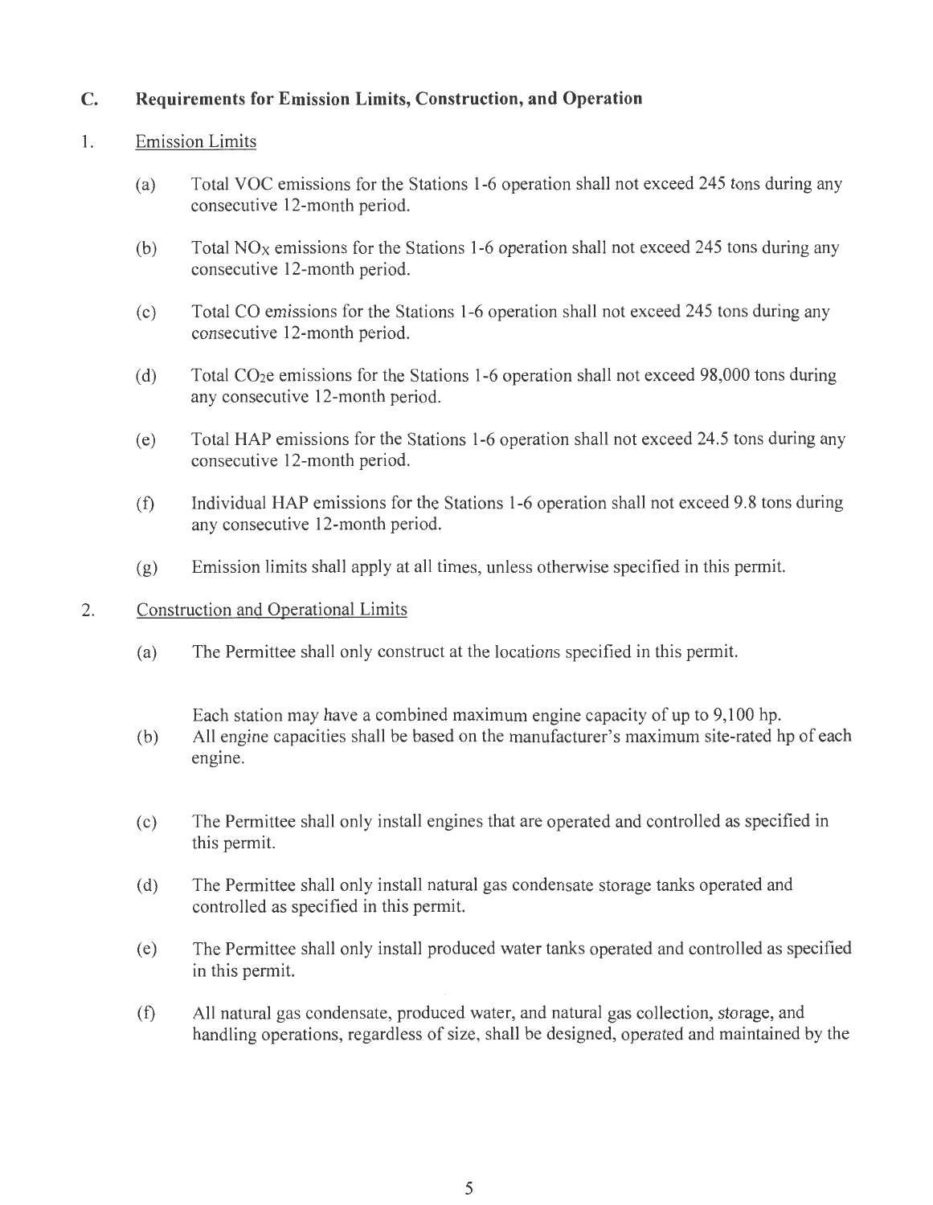## C. Requirements for Emission Limits, Construction, and Operation

### 1. Emission Limits

(a) Total VOC emissions for the Stations 1-6 operation shall not exceed 245 tons during any consecutive 12-month period.

(b) Total $NO_X$ emissions for the Stations 1-6 operation shall not exceed 245 tons during any consecutive 12-month period.

(c) Total CO emissions for the Stations 1-6 operation shall not exceed 245 tons during any consecutive 12-month period.

(d) Total $CO_2e$ emissions for the Stations 1-6 operation shall not exceed 98,000 tons during any consecutive 12-month period.

(e) Total HAP emissions for the Stations 1-6 operation shall not exceed 24.5 tons during any consecutive 12-month period.

(f) Individual HAP emissions for the Stations 1-6 operation shall not exceed 9.8 tons during any consecutive 12-month period.

(g) Emission limits shall apply at all times, unless otherwise specified in this permit.

### 2. Construction and Operational Limits

(a) The Permittee shall only construct at the locations specified in this permit.

(b) Each station may have a combined maximum engine capacity of up to 9,100 hp. All engine capacities shall be based on the manufacturer's maximum site-rated hp of each engine.

(c) The Permittee shall only install engines that are operated and controlled as specified in this permit.

(d) The Permittee shall only install natural gas condensate storage tanks operated and controlled as specified in this permit.

(e) The Permittee shall only install produced water tanks operated and controlled as specified in this permit.

(f) All natural gas condensate, produced water, and natural gas collection, storage, and handling operations, regardless of size, shall be designed, operated and maintained by the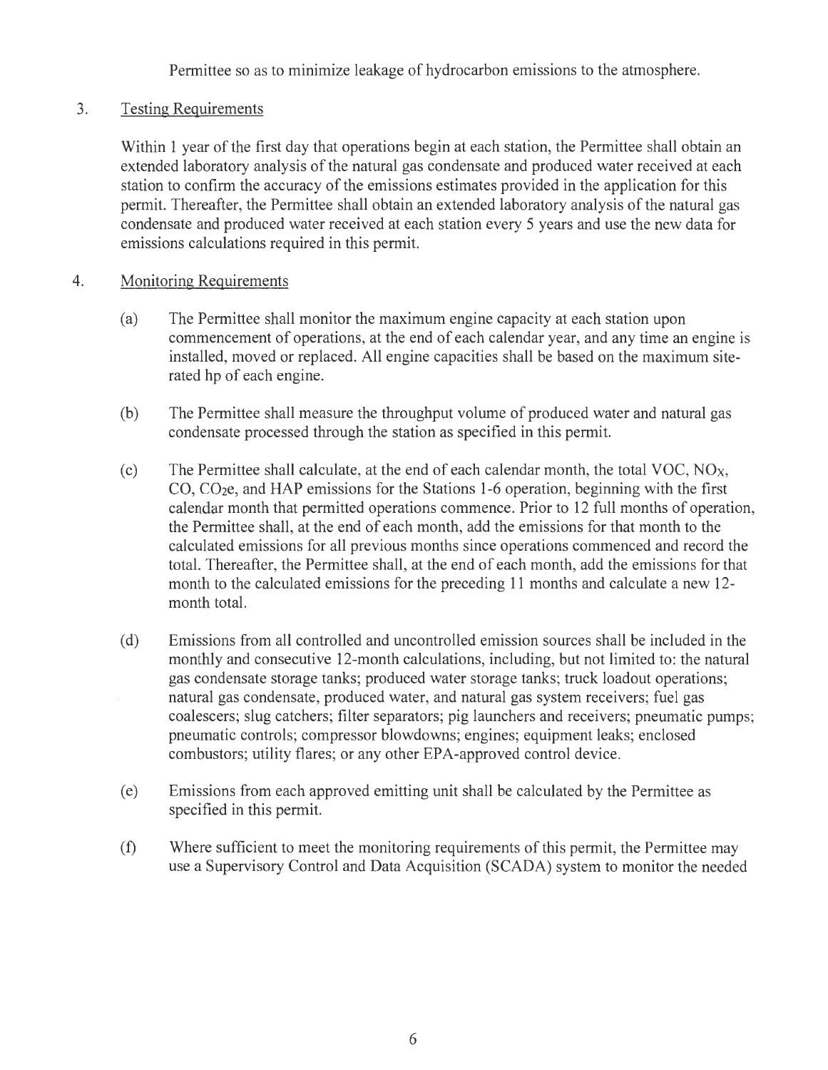Permittee so as to minimize leakage of hydrocarbon emissions to the atmosphere.

3. Testing Requirements

Within 1 year of the first day that operations begin at each station, the Permittee shall obtain an extended laboratory analysis of the natural gas condensate and produced water received at each station to confirm the accuracy of the emissions estimates provided in the application for this permit. Thereafter, the Permittee shall obtain an extended laboratory analysis of the natural gas condensate and produced water received at each station every 5 years and use the new data for emissions calculations required in this permit.

4. Monitoring Requirements

(a) The Permittee shall monitor the maximum engine capacity at each station upon commencement of operations, at the end of each calendar year, and any time an engine is installed, moved or replaced. All engine capacities shall be based on the maximum site-rated hp of each engine.

(b) The Permittee shall measure the throughput volume of produced water and natural gas condensate processed through the station as specified in this permit.

(c) The Permittee shall calculate, at the end of each calendar month, the total VOC, $NO_X$, CO, $CO_2e$, and HAP emissions for the Stations 1-6 operation, beginning with the first calendar month that permitted operations commence. Prior to 12 full months of operation, the Permittee shall, at the end of each month, add the emissions for that month to the calculated emissions for all previous months since operations commenced and record the total. Thereafter, the Permittee shall, at the end of each month, add the emissions for that month to the calculated emissions for the preceding 11 months and calculate a new 12-month total.

(d) Emissions from all controlled and uncontrolled emission sources shall be included in the monthly and consecutive 12-month calculations, including, but not limited to: the natural gas condensate storage tanks; produced water storage tanks; truck loadout operations; natural gas condensate, produced water, and natural gas system receivers; fuel gas coalescers; slug catchers; filter separators; pig launchers and receivers; pneumatic pumps; pneumatic controls; compressor blowdowns; engines; equipment leaks; enclosed combustors; utility flares; or any other EPA-approved control device.

(e) Emissions from each approved emitting unit shall be calculated by the Permittee as specified in this permit.

(f) Where sufficient to meet the monitoring requirements of this permit, the Permittee may use a Supervisory Control and Data Acquisition (SCADA) system to monitor the needed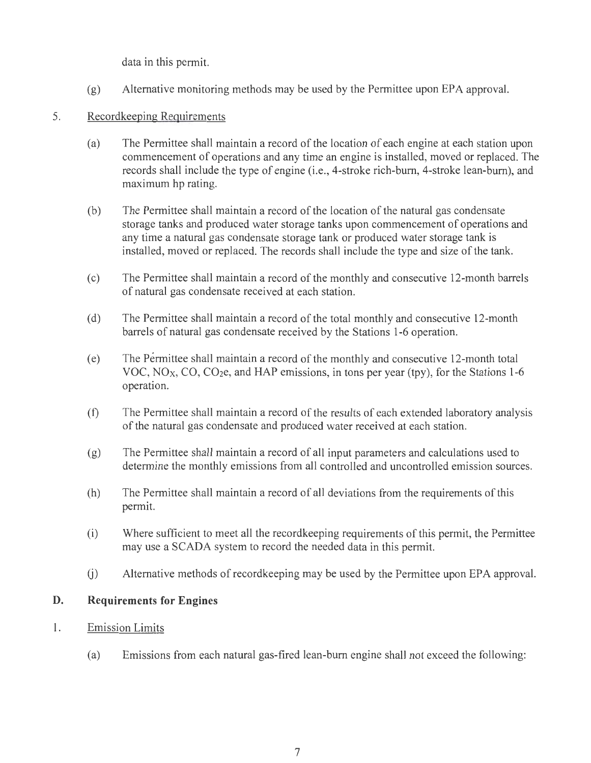data in this permit.

(g) Alternative monitoring methods may be used by the Permittee upon EPA approval.

5. Recordkeeping Requirements

(a) The Permittee shall maintain a record of the location of each engine at each station upon commencement of operations and any time an engine is installed, moved or replaced. The records shall include the type of engine (i.e., 4-stroke rich-burn, 4-stroke lean-burn), and maximum hp rating.

(b) The Permittee shall maintain a record of the location of the natural gas condensate storage tanks and produced water storage tanks upon commencement of operations and any time a natural gas condensate storage tank or produced water storage tank is installed, moved or replaced. The records shall include the type and size of the tank.

(c) The Permittee shall maintain a record of the monthly and consecutive 12-month barrels of natural gas condensate received at each station.

(d) The Permittee shall maintain a record of the total monthly and consecutive 12-month barrels of natural gas condensate received by the Stations 1-6 operation.

(e) The Permittee shall maintain a record of the monthly and consecutive 12-month total VOC, $NO_X$, CO, $CO_2e$, and HAP emissions, in tons per year (tpy), for the Stations 1-6 operation.

(f) The Permittee shall maintain a record of the results of each extended laboratory analysis of the natural gas condensate and produced water received at each station.

(g) The Permittee shall maintain a record of all input parameters and calculations used to determine the monthly emissions from all controlled and uncontrolled emission sources.

(h) The Permittee shall maintain a record of all deviations from the requirements of this permit.

(i) Where sufficient to meet all the recordkeeping requirements of this permit, the Permittee may use a SCADA system to record the needed data in this permit.

(j) Alternative methods of recordkeeping may be used by the Permittee upon EPA approval.

## D. Requirements for Engines

1. Emission Limits

(a) Emissions from each natural gas-fired lean-burn engine shall not exceed the following: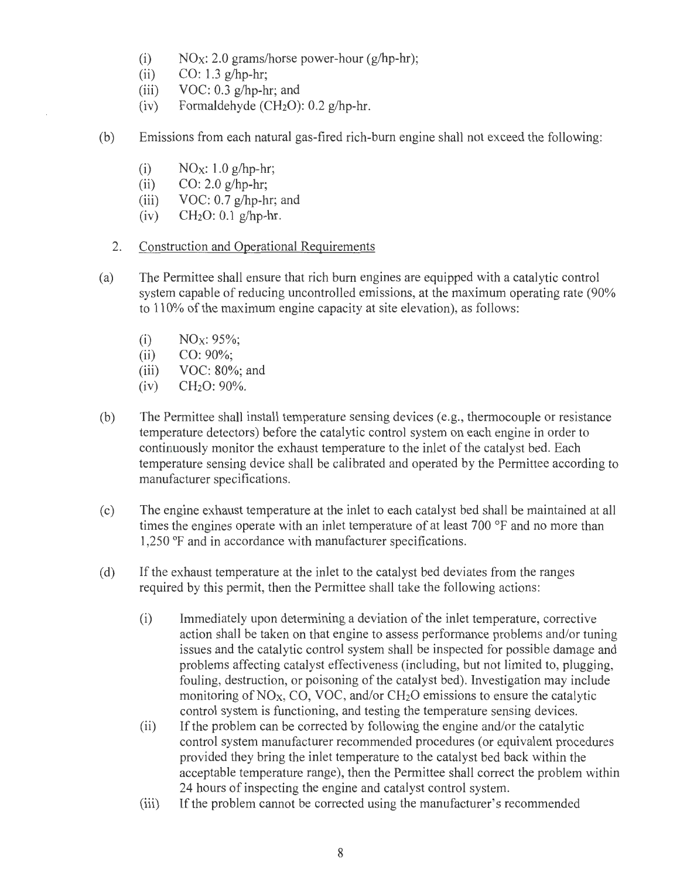(i) $NO_X$: 2.0 grams/horse power-hour (g/hp-hr);
(ii) CO: 1.3 g/hp-hr;
(iii) VOC: 0.3 g/hp-hr; and
(iv) Formaldehyde ($CH_2O$): 0.2 g/hp-hr.

(b) Emissions from each natural gas-fired rich-burn engine shall not exceed the following:

(i) $NO_X$: 1.0 g/hp-hr;
(ii) CO: 2.0 g/hp-hr;
(iii) VOC: 0.7 g/hp-hr; and
(iv) $CH_2O$: 0.1 g/hp-hr.

2. Construction and Operational Requirements

(a) The Permittee shall ensure that rich burn engines are equipped with a catalytic control system capable of reducing uncontrolled emissions, at the maximum operating rate (90% to 110% of the maximum engine capacity at site elevation), as follows:

(i) $NO_X$: 95%;
(ii) CO: 90%;
(iii) VOC: 80%; and
(iv) $CH_2O$: 90%.

(b) The Permittee shall install temperature sensing devices (e.g., thermocouple or resistance temperature detectors) before the catalytic control system on each engine in order to continuously monitor the exhaust temperature to the inlet of the catalyst bed. Each temperature sensing device shall be calibrated and operated by the Permittee according to manufacturer specifications.

(c) The engine exhaust temperature at the inlet to each catalyst bed shall be maintained at all times the engines operate with an inlet temperature of at least 700 °F and no more than 1,250 °F and in accordance with manufacturer specifications.

(d) If the exhaust temperature at the inlet to the catalyst bed deviates from the ranges required by this permit, then the Permittee shall take the following actions:

(i) Immediately upon determining a deviation of the inlet temperature, corrective action shall be taken on that engine to assess performance problems and/or tuning issues and the catalytic control system shall be inspected for possible damage and problems affecting catalyst effectiveness (including, but not limited to, plugging, fouling, destruction, or poisoning of the catalyst bed). Investigation may include monitoring of $NO_X$, CO, VOC, and/or $CH_2O$ emissions to ensure the catalytic control system is functioning, and testing the temperature sensing devices.
(ii) If the problem can be corrected by following the engine and/or the catalytic control system manufacturer recommended procedures (or equivalent procedures provided they bring the inlet temperature to the catalyst bed back within the acceptable temperature range), then the Permittee shall correct the problem within 24 hours of inspecting the engine and catalyst control system.
(iii) If the problem cannot be corrected using the manufacturer's recommended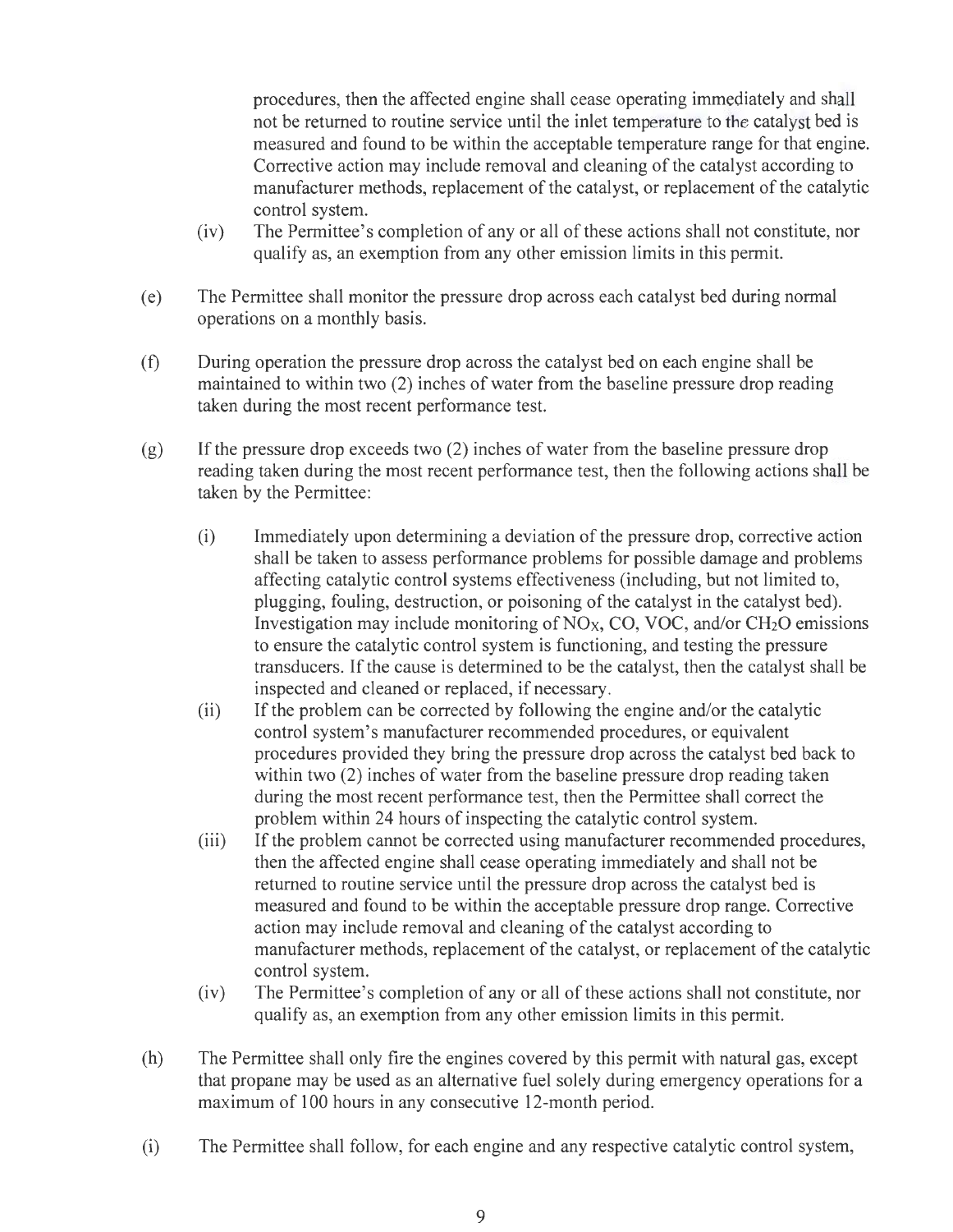procedures, then the affected engine shall cease operating immediately and shall not be returned to routine service until the inlet temperature to the catalyst bed is measured and found to be within the acceptable temperature range for that engine. Corrective action may include removal and cleaning of the catalyst according to manufacturer methods, replacement of the catalyst, or replacement of the catalytic control system.

(iv) The Permittee's completion of any or all of these actions shall not constitute, nor qualify as, an exemption from any other emission limits in this permit.

(e) The Permittee shall monitor the pressure drop across each catalyst bed during normal operations on a monthly basis.

(f) During operation the pressure drop across the catalyst bed on each engine shall be maintained to within two (2) inches of water from the baseline pressure drop reading taken during the most recent performance test.

(g) If the pressure drop exceeds two (2) inches of water from the baseline pressure drop reading taken during the most recent performance test, then the following actions shall be taken by the Permittee:

(i) Immediately upon determining a deviation of the pressure drop, corrective action shall be taken to assess performance problems for possible damage and problems affecting catalytic control systems effectiveness (including, but not limited to, plugging, fouling, destruction, or poisoning of the catalyst in the catalyst bed). Investigation may include monitoring of $NO_X$, CO, VOC, and/or $CH_2O$ emissions to ensure the catalytic control system is functioning, and testing the pressure transducers. If the cause is determined to be the catalyst, then the catalyst shall be inspected and cleaned or replaced, if necessary.

(ii) If the problem can be corrected by following the engine and/or the catalytic control system's manufacturer recommended procedures, or equivalent procedures provided they bring the pressure drop across the catalyst bed back to within two (2) inches of water from the baseline pressure drop reading taken during the most recent performance test, then the Permittee shall correct the problem within 24 hours of inspecting the catalytic control system.

(iii) If the problem cannot be corrected using manufacturer recommended procedures, then the affected engine shall cease operating immediately and shall not be returned to routine service until the pressure drop across the catalyst bed is measured and found to be within the acceptable pressure drop range. Corrective action may include removal and cleaning of the catalyst according to manufacturer methods, replacement of the catalyst, or replacement of the catalytic control system.

(iv) The Permittee's completion of any or all of these actions shall not constitute, nor qualify as, an exemption from any other emission limits in this permit.

(h) The Permittee shall only fire the engines covered by this permit with natural gas, except that propane may be used as an alternative fuel solely during emergency operations for a maximum of 100 hours in any consecutive 12-month period.

(i) The Permittee shall follow, for each engine and any respective catalytic control system,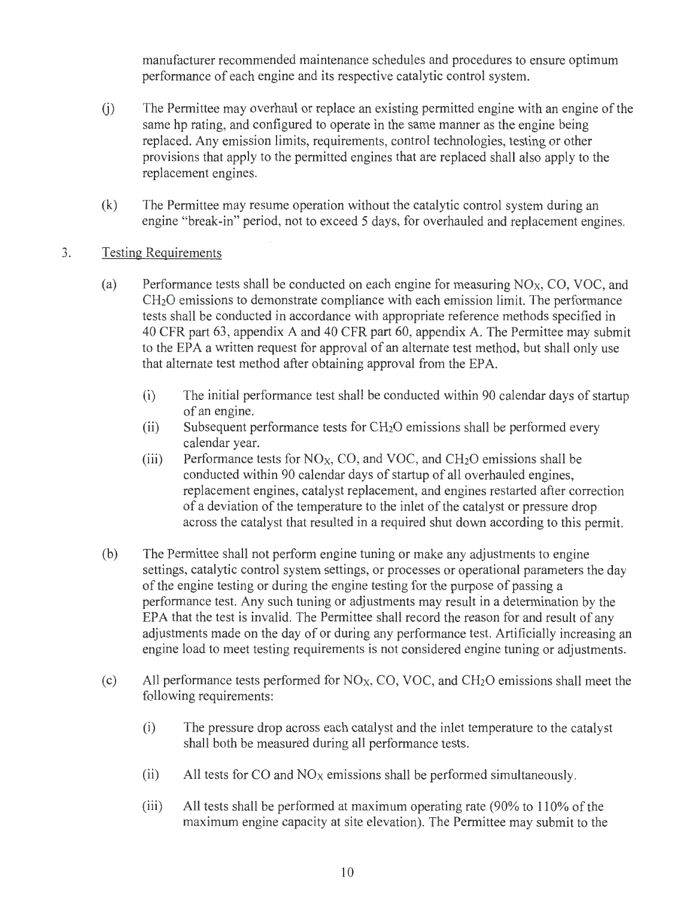manufacturer recommended maintenance schedules and procedures to ensure optimum performance of each engine and its respective catalytic control system.

(j) The Permittee may overhaul or replace an existing permitted engine with an engine of the same hp rating, and configured to operate in the same manner as the engine being replaced. Any emission limits, requirements, control technologies, testing or other provisions that apply to the permitted engines that are replaced shall also apply to the replacement engines.

(k) The Permittee may resume operation without the catalytic control system during an engine "break-in" period, not to exceed 5 days, for overhauled and replacement engines.

3. Testing Requirements

(a) Performance tests shall be conducted on each engine for measuring $NO_X$, CO, VOC, and $CH_2O$ emissions to demonstrate compliance with each emission limit. The performance tests shall be conducted in accordance with appropriate reference methods specified in 40 CFR part 63, appendix A and 40 CFR part 60, appendix A. The Permittee may submit to the EPA a written request for approval of an alternate test method, but shall only use that alternate test method after obtaining approval from the EPA.

(i) The initial performance test shall be conducted within 90 calendar days of startup of an engine.

(ii) Subsequent performance tests for $CH_2O$ emissions shall be performed every calendar year.

(iii) Performance tests for $NO_X$, CO, and VOC, and $CH_2O$ emissions shall be conducted within 90 calendar days of startup of all overhauled engines, replacement engines, catalyst replacement, and engines restarted after correction of a deviation of the temperature to the inlet of the catalyst or pressure drop across the catalyst that resulted in a required shut down according to this permit.

(b) The Permittee shall not perform engine tuning or make any adjustments to engine settings, catalytic control system settings, or processes or operational parameters the day of the engine testing or during the engine testing for the purpose of passing a performance test. Any such tuning or adjustments may result in a determination by the EPA that the test is invalid. The Permittee shall record the reason for and result of any adjustments made on the day of or during any performance test. Artificially increasing an engine load to meet testing requirements is not considered engine tuning or adjustments.

(c) All performance tests performed for $NO_X$, CO, VOC, and $CH_2O$ emissions shall meet the following requirements:

(i) The pressure drop across each catalyst and the inlet temperature to the catalyst shall both be measured during all performance tests.

(ii) All tests for CO and $NO_X$ emissions shall be performed simultaneously.

(iii) All tests shall be performed at maximum operating rate (90% to 110% of the maximum engine capacity at site elevation). The Permittee may submit to the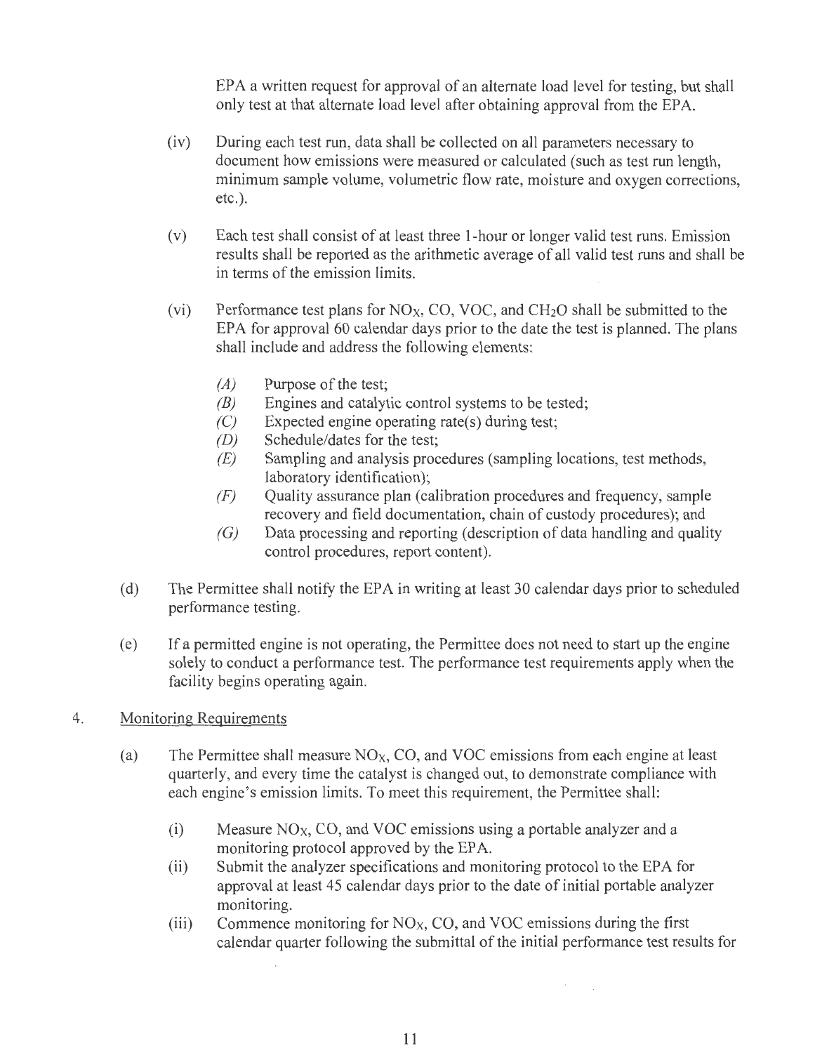EPA a written request for approval of an alternate load level for testing, but shall only test at that alternate load level after obtaining approval from the EPA.

(iv) During each test run, data shall be collected on all parameters necessary to document how emissions were measured or calculated (such as test run length, minimum sample volume, volumetric flow rate, moisture and oxygen corrections, etc.).

(v) Each test shall consist of at least three 1-hour or longer valid test runs. Emission results shall be reported as the arithmetic average of all valid test runs and shall be in terms of the emission limits.

(vi) Performance test plans for $NO_X$, CO, VOC, and $CH_2O$ shall be submitted to the EPA for approval 60 calendar days prior to the date the test is planned. The plans shall include and address the following elements:

*(A)* Purpose of the test;
*(B)* Engines and catalytic control systems to be tested;
*(C)* Expected engine operating rate(s) during test;
*(D)* Schedule/dates for the test;
*(E)* Sampling and analysis procedures (sampling locations, test methods, laboratory identification);
*(F)* Quality assurance plan (calibration procedures and frequency, sample recovery and field documentation, chain of custody procedures); and
*(G)* Data processing and reporting (description of data handling and quality control procedures, report content).

(d) The Permittee shall notify the EPA in writing at least 30 calendar days prior to scheduled performance testing.

(e) If a permitted engine is not operating, the Permittee does not need to start up the engine solely to conduct a performance test. The performance test requirements apply when the facility begins operating again.

4. Monitoring Requirements

(a) The Permittee shall measure $NO_X$, CO, and VOC emissions from each engine at least quarterly, and every time the catalyst is changed out, to demonstrate compliance with each engine's emission limits. To meet this requirement, the Permittee shall:

(i) Measure $NO_X$, CO, and VOC emissions using a portable analyzer and a monitoring protocol approved by the EPA.
(ii) Submit the analyzer specifications and monitoring protocol to the EPA for approval at least 45 calendar days prior to the date of initial portable analyzer monitoring.
(iii) Commence monitoring for $NO_X$, CO, and VOC emissions during the first calendar quarter following the submittal of the initial performance test results for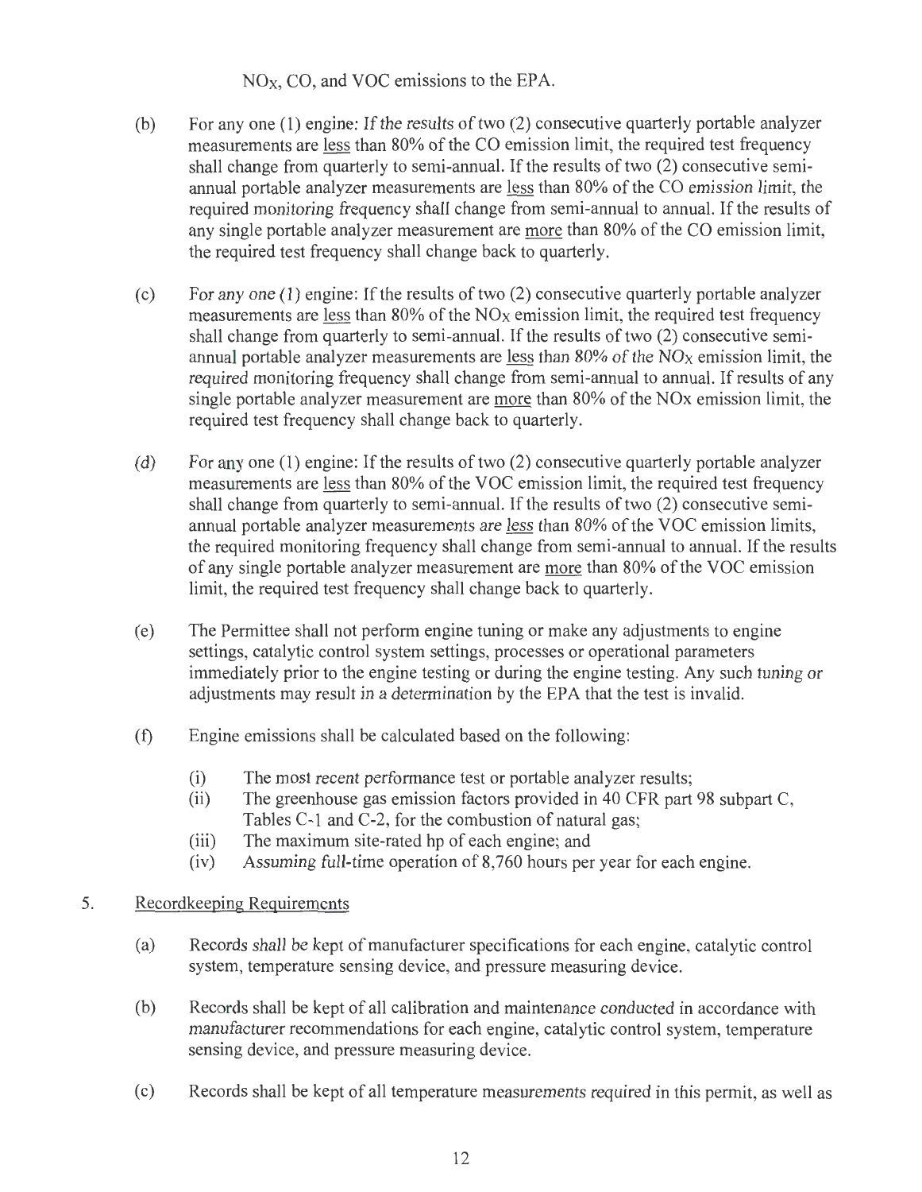$NO_X$, CO, and VOC emissions to the EPA.

(b) For any one (1) engine: If the results of two (2) consecutive quarterly portable analyzer measurements are less than 80% of the CO emission limit, the required test frequency shall change from quarterly to semi-annual. If the results of two (2) consecutive semi-annual portable analyzer measurements are less than 80% of the CO emission limit, the required monitoring frequency shall change from semi-annual to annual. If the results of any single portable analyzer measurement are more than 80% of the CO emission limit, the required test frequency shall change back to quarterly.

(c) For any one (1) engine: If the results of two (2) consecutive quarterly portable analyzer measurements are less than 80% of the $NO_X$ emission limit, the required test frequency shall change from quarterly to semi-annual. If the results of two (2) consecutive semi-annual portable analyzer measurements are less than 80% of the $NO_X$ emission limit, the required monitoring frequency shall change from semi-annual to annual. If results of any single portable analyzer measurement are more than 80% of the NOx emission limit, the required test frequency shall change back to quarterly.

(d) For any one (1) engine: If the results of two (2) consecutive quarterly portable analyzer measurements are less than 80% of the VOC emission limit, the required test frequency shall change from quarterly to semi-annual. If the results of two (2) consecutive semi-annual portable analyzer measurements are less than 80% of the VOC emission limits, the required monitoring frequency shall change from semi-annual to annual. If the results of any single portable analyzer measurement are more than 80% of the VOC emission limit, the required test frequency shall change back to quarterly.

(e) The Permittee shall not perform engine tuning or make any adjustments to engine settings, catalytic control system settings, processes or operational parameters immediately prior to the engine testing or during the engine testing. Any such tuning or adjustments may result in a determination by the EPA that the test is invalid.

(f) Engine emissions shall be calculated based on the following:

(i) The most recent performance test or portable analyzer results;
(ii) The greenhouse gas emission factors provided in 40 CFR part 98 subpart C, Tables C-1 and C-2, for the combustion of natural gas;
(iii) The maximum site-rated hp of each engine; and
(iv) Assuming full-time operation of 8,760 hours per year for each engine.

5. Recordkeeping Requirements

(a) Records shall be kept of manufacturer specifications for each engine, catalytic control system, temperature sensing device, and pressure measuring device.

(b) Records shall be kept of all calibration and maintenance conducted in accordance with manufacturer recommendations for each engine, catalytic control system, temperature sensing device, and pressure measuring device.

(c) Records shall be kept of all temperature measurements required in this permit, as well as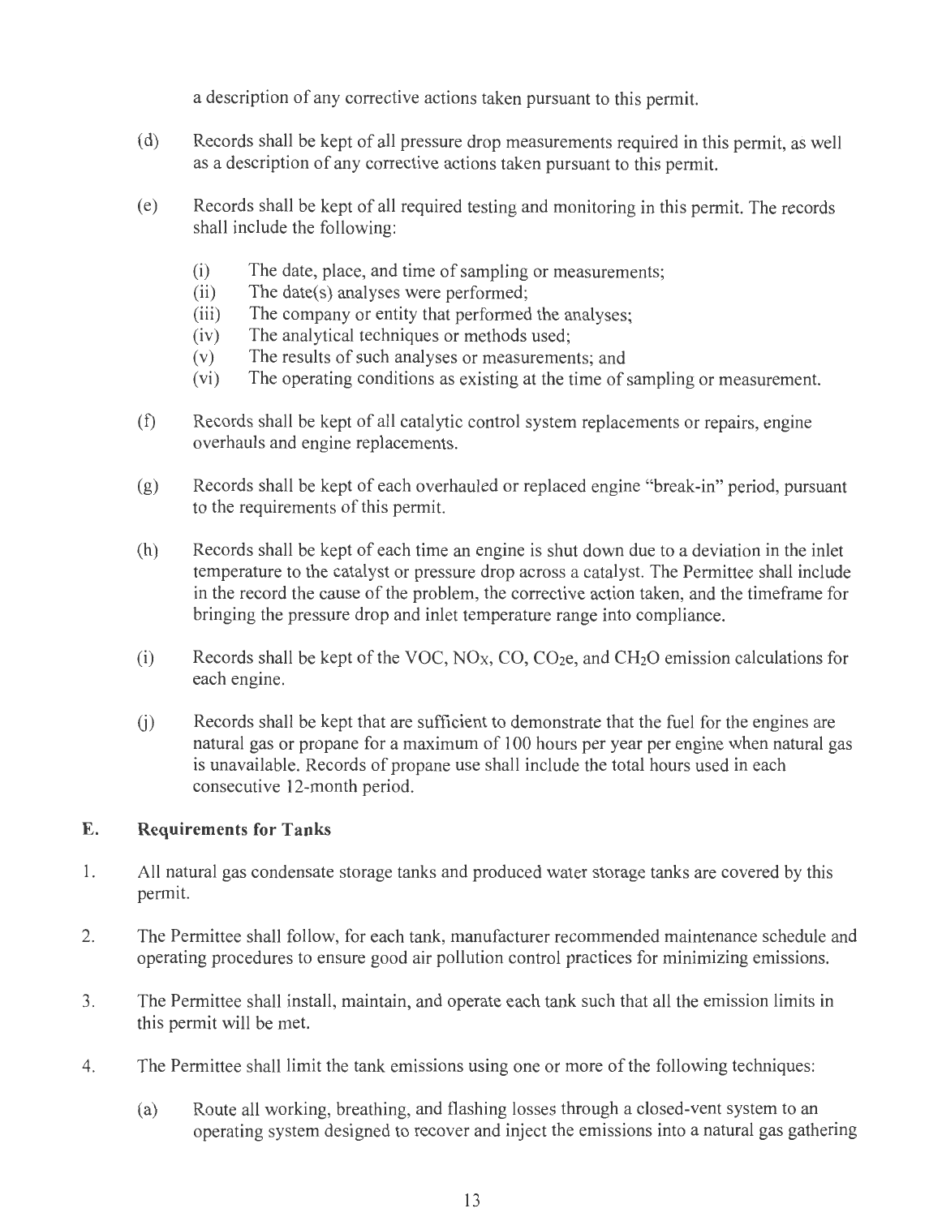a description of any corrective actions taken pursuant to this permit.

(d) Records shall be kept of all pressure drop measurements required in this permit, as well as a description of any corrective actions taken pursuant to this permit.

(e) Records shall be kept of all required testing and monitoring in this permit. The records shall include the following:

- (i) The date, place, and time of sampling or measurements;
- (ii) The date(s) analyses were performed;
- (iii) The company or entity that performed the analyses;
- (iv) The analytical techniques or methods used;
- (v) The results of such analyses or measurements; and
- (vi) The operating conditions as existing at the time of sampling or measurement.

(f) Records shall be kept of all catalytic control system replacements or repairs, engine overhauls and engine replacements.

(g) Records shall be kept of each overhauled or replaced engine "break-in" period, pursuant to the requirements of this permit.

(h) Records shall be kept of each time an engine is shut down due to a deviation in the inlet temperature to the catalyst or pressure drop across a catalyst. The Permittee shall include in the record the cause of the problem, the corrective action taken, and the timeframe for bringing the pressure drop and inlet temperature range into compliance.

(i) Records shall be kept of the VOC, $NO_X$, CO, $CO_2e$, and $CH_2O$ emission calculations for each engine.

(j) Records shall be kept that are sufficient to demonstrate that the fuel for the engines are natural gas or propane for a maximum of 100 hours per year per engine when natural gas is unavailable. Records of propane use shall include the total hours used in each consecutive 12-month period.

## E. Requirements for Tanks

1. All natural gas condensate storage tanks and produced water storage tanks are covered by this permit.

2. The Permittee shall follow, for each tank, manufacturer recommended maintenance schedule and operating procedures to ensure good air pollution control practices for minimizing emissions.

3. The Permittee shall install, maintain, and operate each tank such that all the emission limits in this permit will be met.

4. The Permittee shall limit the tank emissions using one or more of the following techniques:

   (a) Route all working, breathing, and flashing losses through a closed-vent system to an operating system designed to recover and inject the emissions into a natural gas gathering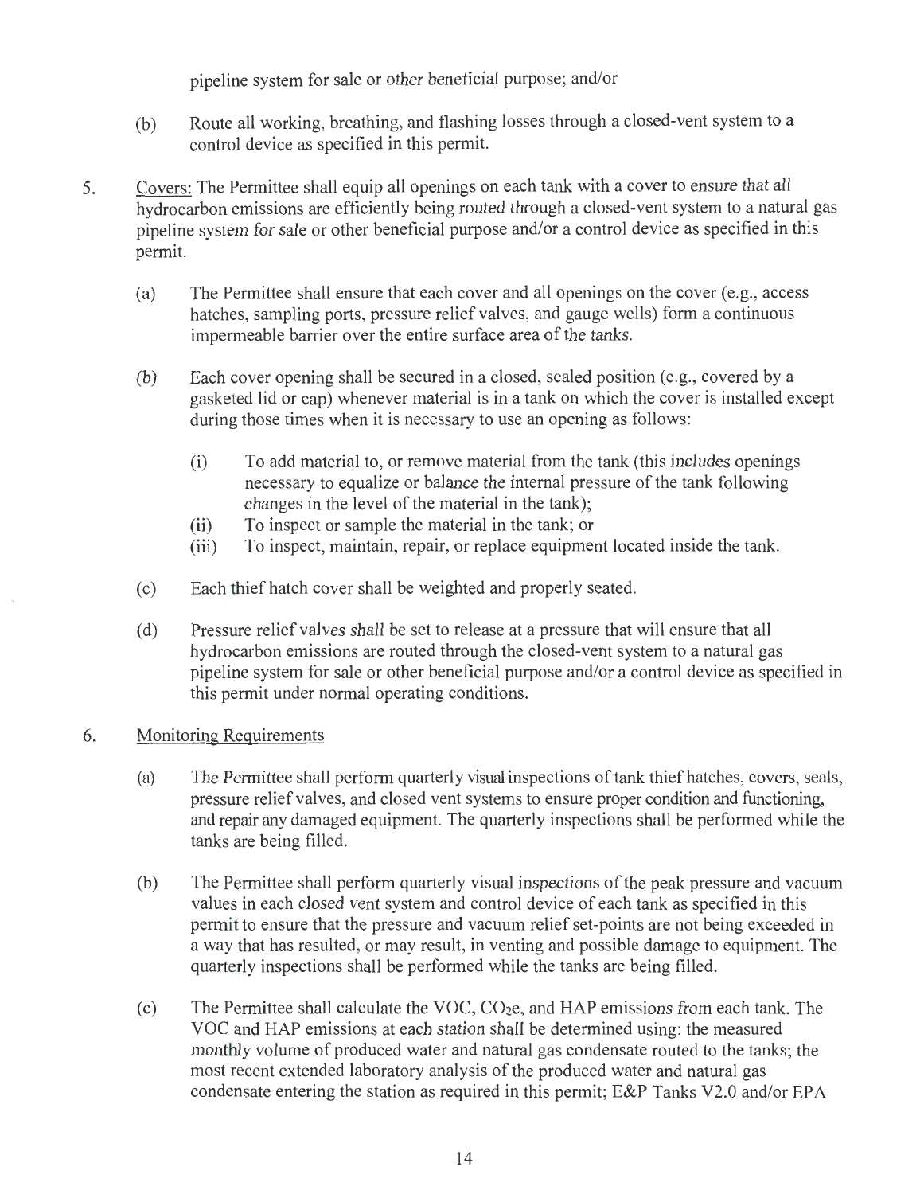pipeline system for sale or other beneficial purpose; and/or

(b) Route all working, breathing, and flashing losses through a closed-vent system to a control device as specified in this permit.

5. Covers: The Permittee shall equip all openings on each tank with a cover to ensure that all hydrocarbon emissions are efficiently being routed through a closed-vent system to a natural gas pipeline system for sale or other beneficial purpose and/or a control device as specified in this permit.

   (a) The Permittee shall ensure that each cover and all openings on the cover (e.g., access hatches, sampling ports, pressure relief valves, and gauge wells) form a continuous impermeable barrier over the entire surface area of the tanks.

   (b) Each cover opening shall be secured in a closed, sealed position (e.g., covered by a gasketed lid or cap) whenever material is in a tank on which the cover is installed except during those times when it is necessary to use an opening as follows:

      (i) To add material to, or remove material from the tank (this includes openings necessary to equalize or balance the internal pressure of the tank following changes in the level of the material in the tank);
      (ii) To inspect or sample the material in the tank; or
      (iii) To inspect, maintain, repair, or replace equipment located inside the tank.

   (c) Each thief hatch cover shall be weighted and properly seated.

   (d) Pressure relief valves shall be set to release at a pressure that will ensure that all hydrocarbon emissions are routed through the closed-vent system to a natural gas pipeline system for sale or other beneficial purpose and/or a control device as specified in this permit under normal operating conditions.

6. Monitoring Requirements

   (a) The Permittee shall perform quarterly visual inspections of tank thief hatches, covers, seals, pressure relief valves, and closed vent systems to ensure proper condition and functioning, and repair any damaged equipment. The quarterly inspections shall be performed while the tanks are being filled.

   (b) The Permittee shall perform quarterly visual inspections of the peak pressure and vacuum values in each closed vent system and control device of each tank as specified in this permit to ensure that the pressure and vacuum relief set-points are not being exceeded in a way that has resulted, or may result, in venting and possible damage to equipment. The quarterly inspections shall be performed while the tanks are being filled.

   (c) The Permittee shall calculate the VOC, $CO_2e$, and HAP emissions from each tank. The VOC and HAP emissions at each station shall be determined using: the measured monthly volume of produced water and natural gas condensate routed to the tanks; the most recent extended laboratory analysis of the produced water and natural gas condensate entering the station as required in this permit; E&P Tanks V2.0 and/or EPA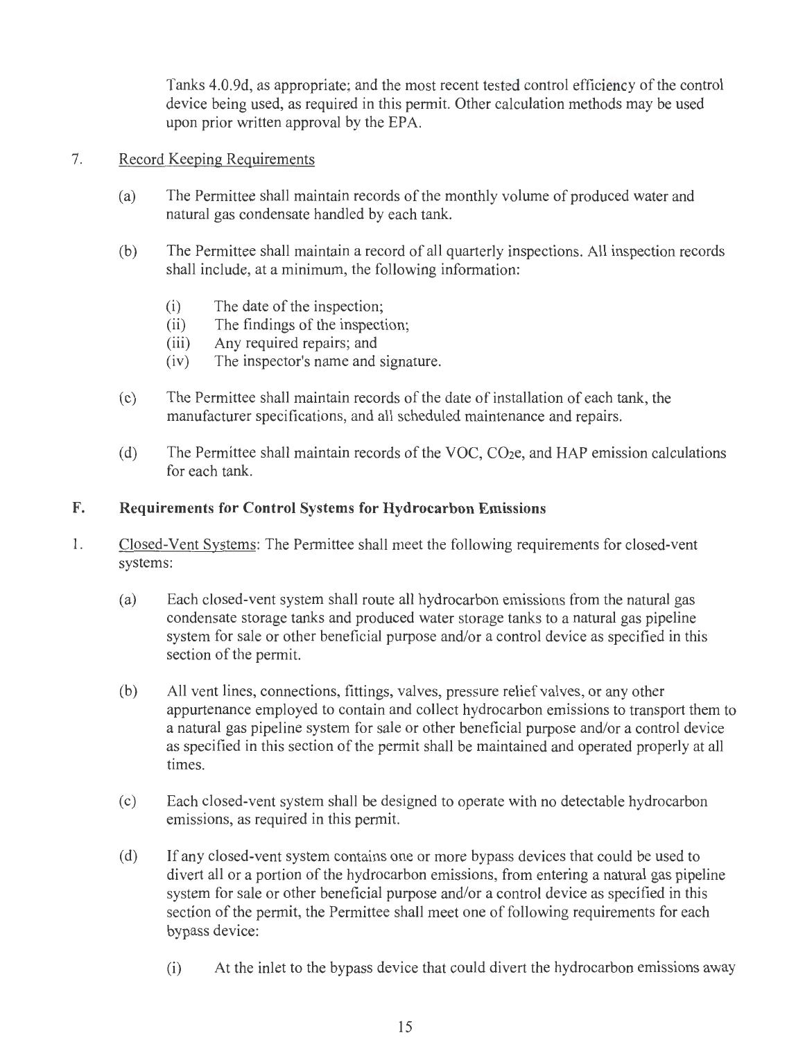Tanks 4.0.9d, as appropriate; and the most recent tested control efficiency of the control device being used, as required in this permit. Other calculation methods may be used upon prior written approval by the EPA.

7. Record Keeping Requirements

   (a) The Permittee shall maintain records of the monthly volume of produced water and natural gas condensate handled by each tank.

   (b) The Permittee shall maintain a record of all quarterly inspections. All inspection records shall include, at a minimum, the following information:

      (i) The date of the inspection;
      (ii) The findings of the inspection;
      (iii) Any required repairs; and
      (iv) The inspector's name and signature.

   (c) The Permittee shall maintain records of the date of installation of each tank, the manufacturer specifications, and all scheduled maintenance and repairs.

   (d) The Permittee shall maintain records of the VOC, $CO_2e$, and HAP emission calculations for each tank.

## F. Requirements for Control Systems for Hydrocarbon Emissions

1. Closed-Vent Systems: The Permittee shall meet the following requirements for closed-vent systems:

   (a) Each closed-vent system shall route all hydrocarbon emissions from the natural gas condensate storage tanks and produced water storage tanks to a natural gas pipeline system for sale or other beneficial purpose and/or a control device as specified in this section of the permit.

   (b) All vent lines, connections, fittings, valves, pressure relief valves, or any other appurtenance employed to contain and collect hydrocarbon emissions to transport them to a natural gas pipeline system for sale or other beneficial purpose and/or a control device as specified in this section of the permit shall be maintained and operated properly at all times.

   (c) Each closed-vent system shall be designed to operate with no detectable hydrocarbon emissions, as required in this permit.

   (d) If any closed-vent system contains one or more bypass devices that could be used to divert all or a portion of the hydrocarbon emissions, from entering a natural gas pipeline system for sale or other beneficial purpose and/or a control device as specified in this section of the permit, the Permittee shall meet one of following requirements for each bypass device:

      (i) At the inlet to the bypass device that could divert the hydrocarbon emissions away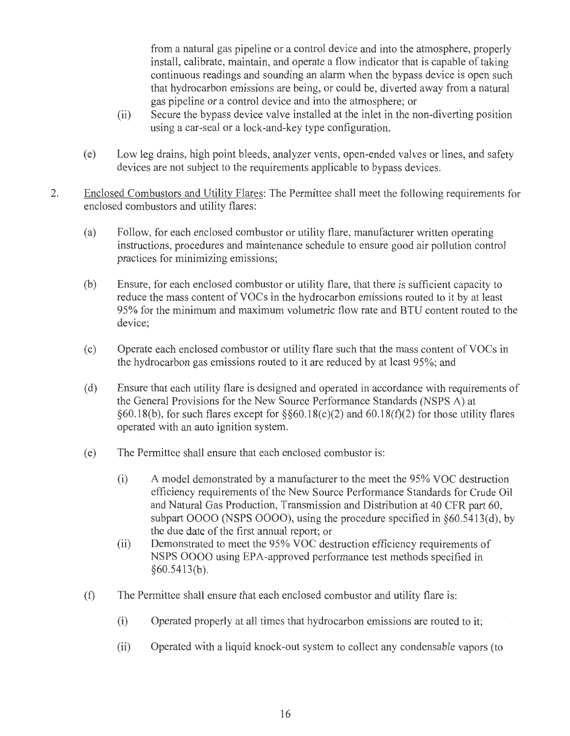from a natural gas pipeline or a control device and into the atmosphere, properly install, calibrate, maintain, and operate a flow indicator that is capable of taking continuous readings and sounding an alarm when the bypass device is open such that hydrocarbon emissions are being, or could be, diverted away from a natural gas pipeline or a control device and into the atmosphere; or

(ii) Secure the bypass device valve installed at the inlet in the non-diverting position using a car-seal or a lock-and-key type configuration.

(e) Low leg drains, high point bleeds, analyzer vents, open-ended valves or lines, and safety devices are not subject to the requirements applicable to bypass devices.

2. Enclosed Combustors and Utility Flares: The Permittee shall meet the following requirements for enclosed combustors and utility flares:

(a) Follow, for each enclosed combustor or utility flare, manufacturer written operating instructions, procedures and maintenance schedule to ensure good air pollution control practices for minimizing emissions;

(b) Ensure, for each enclosed combustor or utility flare, that there is sufficient capacity to reduce the mass content of VOCs in the hydrocarbon emissions routed to it by at least 95% for the minimum and maximum volumetric flow rate and BTU content routed to the device;

(c) Operate each enclosed combustor or utility flare such that the mass content of VOCs in the hydrocarbon gas emissions routed to it are reduced by at least 95%; and

(d) Ensure that each utility flare is designed and operated in accordance with requirements of the General Provisions for the New Source Performance Standards (NSPS A) at §60.18(b), for such flares except for §§60.18(c)(2) and 60.18(f)(2) for those utility flares operated with an auto ignition system.

(e) The Permittee shall ensure that each enclosed combustor is:

(i) A model demonstrated by a manufacturer to the meet the 95% VOC destruction efficiency requirements of the New Source Performance Standards for Crude Oil and Natural Gas Production, Transmission and Distribution at 40 CFR part 60, subpart OOOO (NSPS OOOO), using the procedure specified in §60.5413(d), by the due date of the first annual report; or

(ii) Demonstrated to meet the 95% VOC destruction efficiency requirements of NSPS OOOO using EPA-approved performance test methods specified in §60.5413(b).

(f) The Permittee shall ensure that each enclosed combustor and utility flare is:

(i) Operated properly at all times that hydrocarbon emissions are routed to it;

(ii) Operated with a liquid knock-out system to collect any condensable vapors (to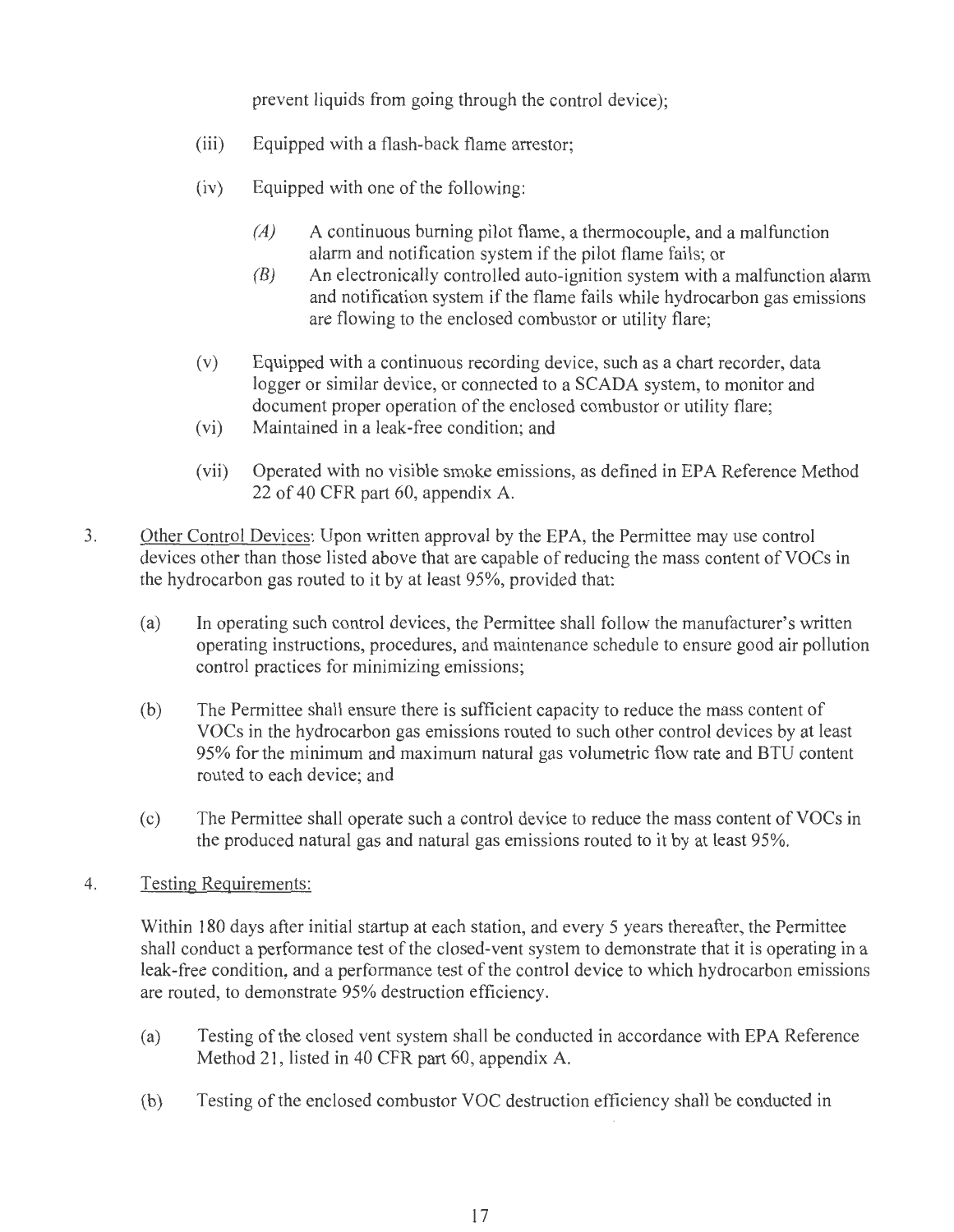prevent liquids from going through the control device);

(iii) Equipped with a flash-back flame arrestor;

(iv) Equipped with one of the following:

*(A)* A continuous burning pilot flame, a thermocouple, and a malfunction alarm and notification system if the pilot flame fails; or

*(B)* An electronically controlled auto-ignition system with a malfunction alarm and notification system if the flame fails while hydrocarbon gas emissions are flowing to the enclosed combustor or utility flare;

(v) Equipped with a continuous recording device, such as a chart recorder, data logger or similar device, or connected to a SCADA system, to monitor and document proper operation of the enclosed combustor or utility flare;

(vi) Maintained in a leak-free condition; and

(vii) Operated with no visible smoke emissions, as defined in EPA Reference Method 22 of 40 CFR part 60, appendix A.

3. Other Control Devices: Upon written approval by the EPA, the Permittee may use control devices other than those listed above that are capable of reducing the mass content of VOCs in the hydrocarbon gas routed to it by at least 95%, provided that:

(a) In operating such control devices, the Permittee shall follow the manufacturer's written operating instructions, procedures, and maintenance schedule to ensure good air pollution control practices for minimizing emissions;

(b) The Permittee shall ensure there is sufficient capacity to reduce the mass content of VOCs in the hydrocarbon gas emissions routed to such other control devices by at least 95% for the minimum and maximum natural gas volumetric flow rate and BTU content routed to each device; and

(c) The Permittee shall operate such a control device to reduce the mass content of VOCs in the produced natural gas and natural gas emissions routed to it by at least 95%.

4. Testing Requirements:

Within 180 days after initial startup at each station, and every 5 years thereafter, the Permittee shall conduct a performance test of the closed-vent system to demonstrate that it is operating in a leak-free condition, and a performance test of the control device to which hydrocarbon emissions are routed, to demonstrate 95% destruction efficiency.

(a) Testing of the closed vent system shall be conducted in accordance with EPA Reference Method 21, listed in 40 CFR part 60, appendix A.

(b) Testing of the enclosed combustor VOC destruction efficiency shall be conducted in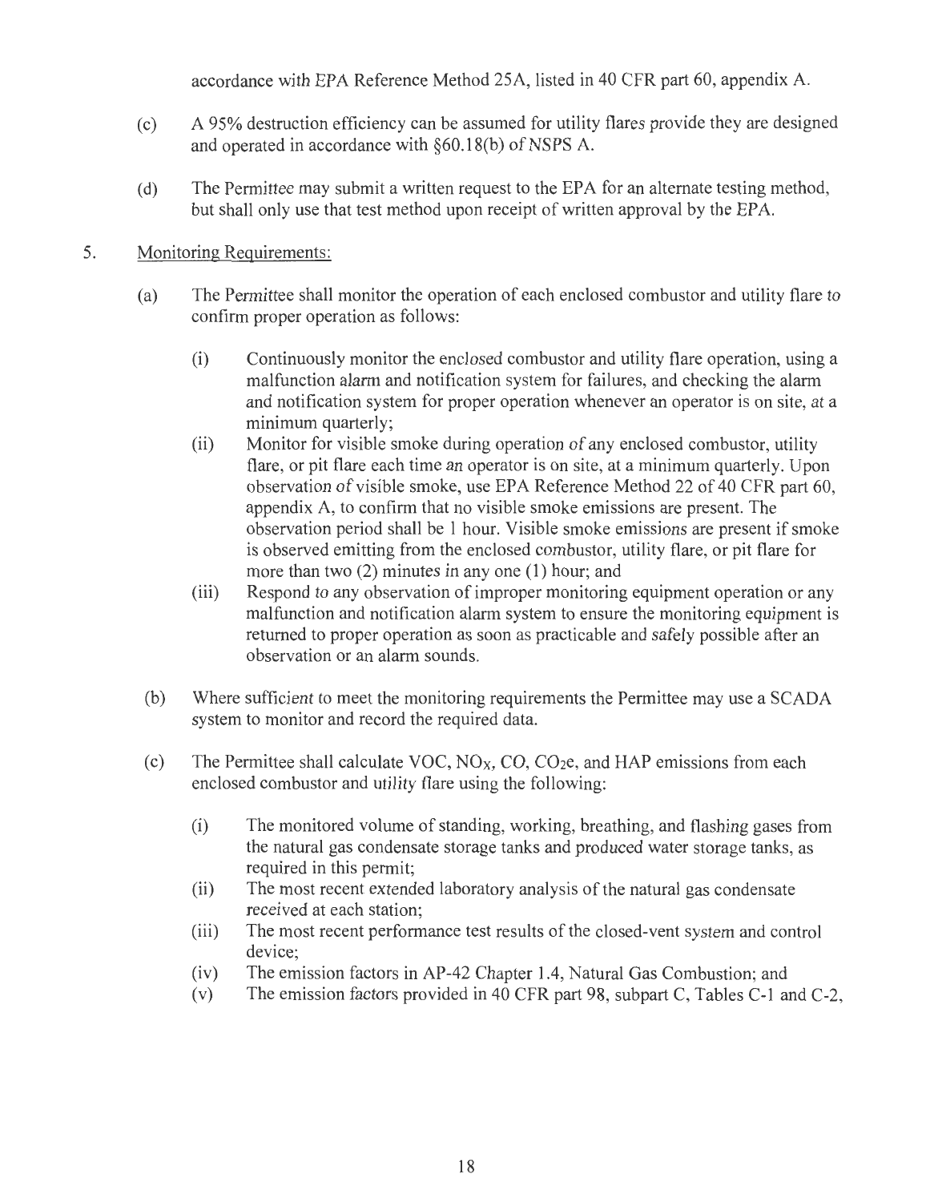accordance with EPA Reference Method 25A, listed in 40 CFR part 60, appendix A.

(c) A 95% destruction efficiency can be assumed for utility flares provide they are designed and operated in accordance with §60.18(b) of NSPS A.

(d) The Permittee may submit a written request to the EPA for an alternate testing method, but shall only use that test method upon receipt of written approval by the EPA.

5. Monitoring Requirements:

(a) The Permittee shall monitor the operation of each enclosed combustor and utility flare to confirm proper operation as follows:

(i) Continuously monitor the enclosed combustor and utility flare operation, using a malfunction alarm and notification system for failures, and checking the alarm and notification system for proper operation whenever an operator is on site, at a minimum quarterly;

(ii) Monitor for visible smoke during operation of any enclosed combustor, utility flare, or pit flare each time an operator is on site, at a minimum quarterly. Upon observation of visible smoke, use EPA Reference Method 22 of 40 CFR part 60, appendix A, to confirm that no visible smoke emissions are present. The observation period shall be 1 hour. Visible smoke emissions are present if smoke is observed emitting from the enclosed combustor, utility flare, or pit flare for more than two (2) minutes in any one (1) hour; and

(iii) Respond to any observation of improper monitoring equipment operation or any malfunction and notification alarm system to ensure the monitoring equipment is returned to proper operation as soon as practicable and safely possible after an observation or an alarm sounds.

(b) Where sufficient to meet the monitoring requirements the Permittee may use a SCADA system to monitor and record the required data.

(c) The Permittee shall calculate VOC, $NO_X$, CO, $CO_2e$, and HAP emissions from each enclosed combustor and utility flare using the following:

(i) The monitored volume of standing, working, breathing, and flashing gases from the natural gas condensate storage tanks and produced water storage tanks, as required in this permit;

(ii) The most recent extended laboratory analysis of the natural gas condensate received at each station;

(iii) The most recent performance test results of the closed-vent system and control device;

(iv) The emission factors in AP-42 Chapter 1.4, Natural Gas Combustion; and

(v) The emission factors provided in 40 CFR part 98, subpart C, Tables C-1 and C-2,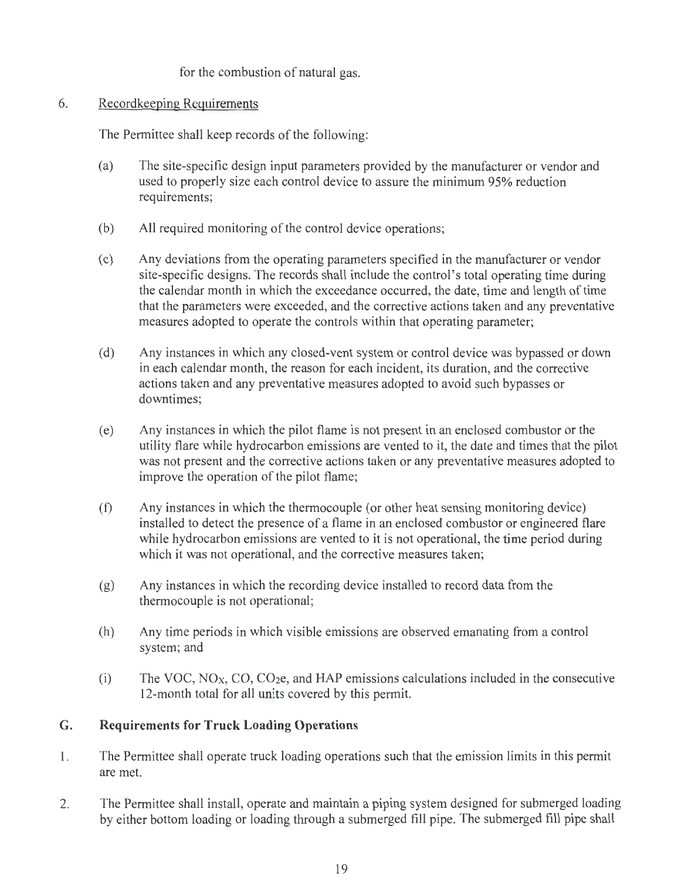for the combustion of natural gas.

6. Recordkeeping Requirements

   The Permittee shall keep records of the following:

   (a) The site-specific design input parameters provided by the manufacturer or vendor and used to properly size each control device to assure the minimum 95% reduction requirements;

   (b) All required monitoring of the control device operations;

   (c) Any deviations from the operating parameters specified in the manufacturer or vendor site-specific designs. The records shall include the control's total operating time during the calendar month in which the exceedance occurred, the date, time and length of time that the parameters were exceeded, and the corrective actions taken and any preventative measures adopted to operate the controls within that operating parameter;

   (d) Any instances in which any closed-vent system or control device was bypassed or down in each calendar month, the reason for each incident, its duration, and the corrective actions taken and any preventative measures adopted to avoid such bypasses or downtimes;

   (e) Any instances in which the pilot flame is not present in an enclosed combustor or the utility flare while hydrocarbon emissions are vented to it, the date and times that the pilot was not present and the corrective actions taken or any preventative measures adopted to improve the operation of the pilot flame;

   (f) Any instances in which the thermocouple (or other heat sensing monitoring device) installed to detect the presence of a flame in an enclosed combustor or engineered flare while hydrocarbon emissions are vented to it is not operational, the time period during which it was not operational, and the corrective measures taken;

   (g) Any instances in which the recording device installed to record data from the thermocouple is not operational;

   (h) Any time periods in which visible emissions are observed emanating from a control system; and

   (i) The VOC, $NO_X$, CO, $CO_2e$, and HAP emissions calculations included in the consecutive 12-month total for all units covered by this permit.

## G. Requirements for Truck Loading Operations

1. The Permittee shall operate truck loading operations such that the emission limits in this permit are met.

2. The Permittee shall install, operate and maintain a piping system designed for submerged loading by either bottom loading or loading through a submerged fill pipe. The submerged fill pipe shall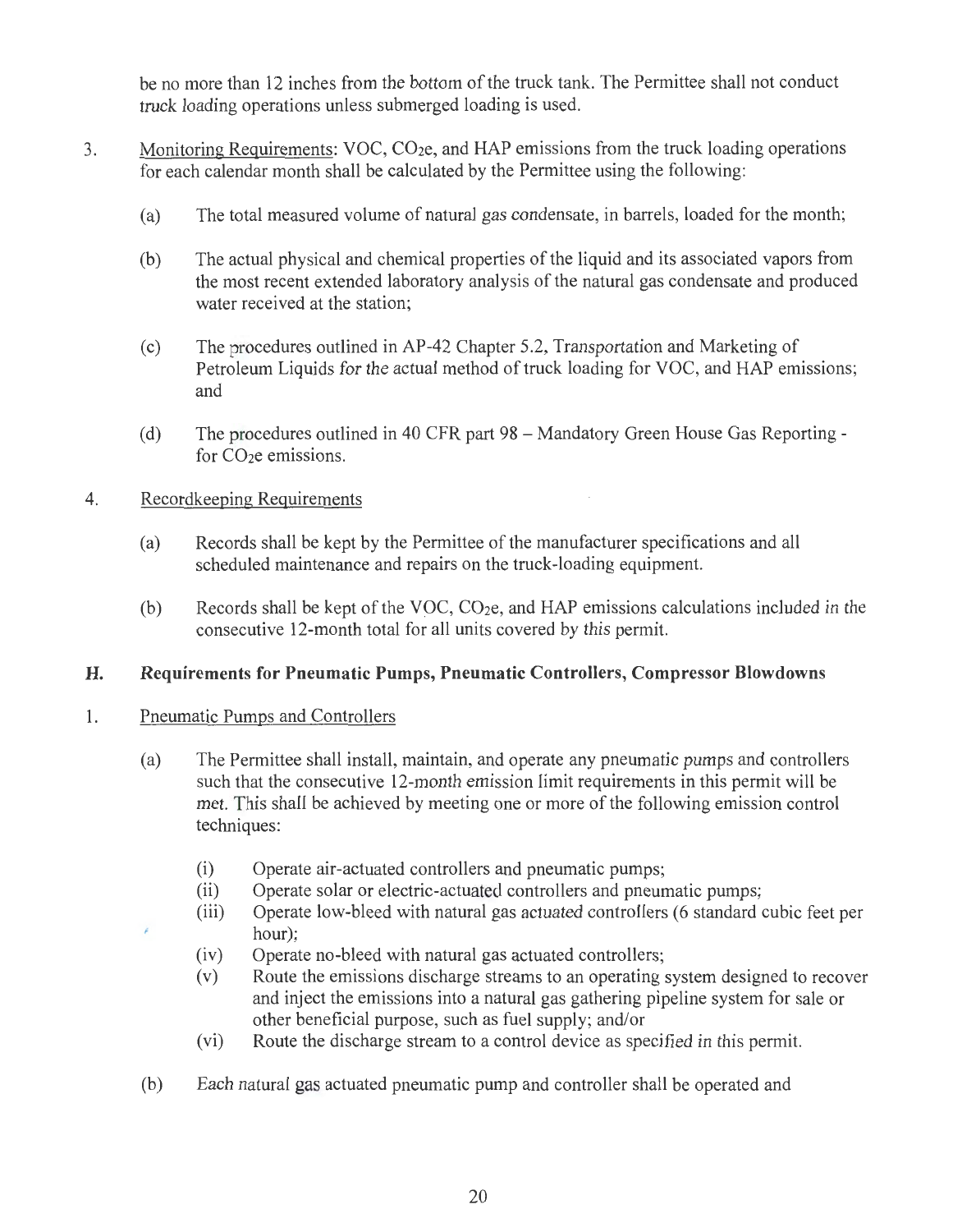be no more than 12 inches from the bottom of the truck tank. The Permittee shall not conduct truck loading operations unless submerged loading is used.

3. Monitoring Requirements: VOC, $CO_2e$, and HAP emissions from the truck loading operations for each calendar month shall be calculated by the Permittee using the following:

   (a) The total measured volume of natural gas condensate, in barrels, loaded for the month;

   (b) The actual physical and chemical properties of the liquid and its associated vapors from the most recent extended laboratory analysis of the natural gas condensate and produced water received at the station;

   (c) The procedures outlined in AP-42 Chapter 5.2, Transportation and Marketing of Petroleum Liquids for the actual method of truck loading for VOC, and HAP emissions; and

   (d) The procedures outlined in 40 CFR part 98 – Mandatory Green House Gas Reporting - for $CO_2e$ emissions.

4. Recordkeeping Requirements

   (a) Records shall be kept by the Permittee of the manufacturer specifications and all scheduled maintenance and repairs on the truck-loading equipment.

   (b) Records shall be kept of the VOC, $CO_2e$, and HAP emissions calculations included in the consecutive 12-month total for all units covered by this permit.

## H. Requirements for Pneumatic Pumps, Pneumatic Controllers, Compressor Blowdowns

1. Pneumatic Pumps and Controllers

   (a) The Permittee shall install, maintain, and operate any pneumatic pumps and controllers such that the consecutive 12-month emission limit requirements in this permit will be met. This shall be achieved by meeting one or more of the following emission control techniques:

      (i) Operate air-actuated controllers and pneumatic pumps;
      (ii) Operate solar or electric-actuated controllers and pneumatic pumps;
      (iii) Operate low-bleed with natural gas actuated controllers (6 standard cubic feet per hour);
      (iv) Operate no-bleed with natural gas actuated controllers;
      (v) Route the emissions discharge streams to an operating system designed to recover and inject the emissions into a natural gas gathering pipeline system for sale or other beneficial purpose, such as fuel supply; and/or
      (vi) Route the discharge stream to a control device as specified in this permit.

   (b) Each natural gas actuated pneumatic pump and controller shall be operated and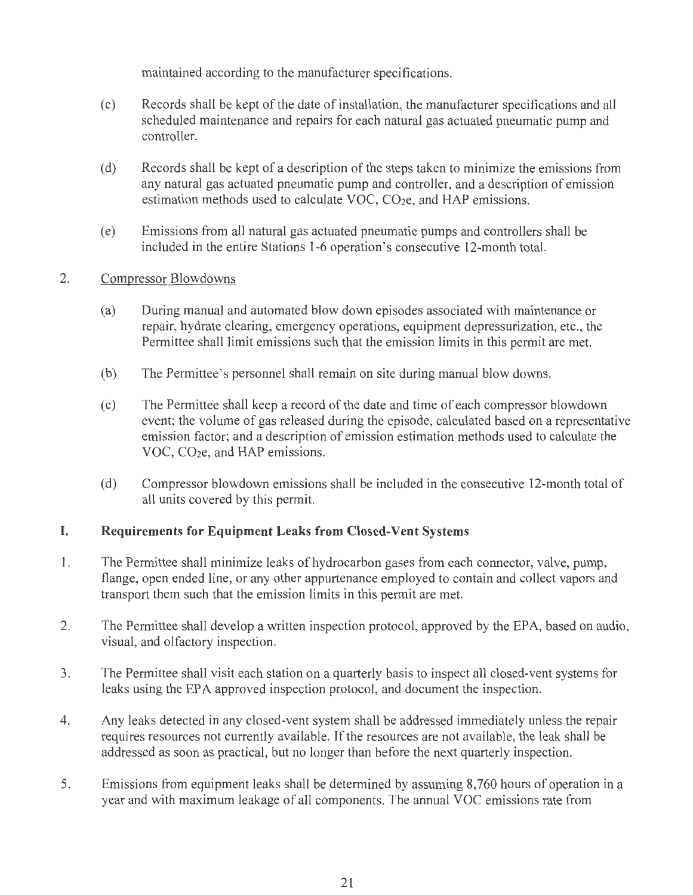maintained according to the manufacturer specifications.

(c) Records shall be kept of the date of installation, the manufacturer specifications and all scheduled maintenance and repairs for each natural gas actuated pneumatic pump and controller.

(d) Records shall be kept of a description of the steps taken to minimize the emissions from any natural gas actuated pneumatic pump and controller, and a description of emission estimation methods used to calculate VOC, $CO_2e$, and HAP emissions.

(e) Emissions from all natural gas actuated pneumatic pumps and controllers shall be included in the entire Stations 1-6 operation's consecutive 12-month total.

2. Compressor Blowdowns

(a) During manual and automated blow down episodes associated with maintenance or repair, hydrate clearing, emergency operations, equipment depressurization, etc., the Permittee shall limit emissions such that the emission limits in this permit are met.

(b) The Permittee's personnel shall remain on site during manual blow downs.

(c) The Permittee shall keep a record of the date and time of each compressor blowdown event; the volume of gas released during the episode, calculated based on a representative emission factor; and a description of emission estimation methods used to calculate the VOC, $CO_2e$, and HAP emissions.

(d) Compressor blowdown emissions shall be included in the consecutive 12-month total of all units covered by this permit.

## I. Requirements for Equipment Leaks from Closed-Vent Systems

1. The Permittee shall minimize leaks of hydrocarbon gases from each connector, valve, pump, flange, open ended line, or any other appurtenance employed to contain and collect vapors and transport them such that the emission limits in this permit are met.

2. The Permittee shall develop a written inspection protocol, approved by the EPA, based on audio, visual, and olfactory inspection.

3. The Permittee shall visit each station on a quarterly basis to inspect all closed-vent systems for leaks using the EPA approved inspection protocol, and document the inspection.

4. Any leaks detected in any closed-vent system shall be addressed immediately unless the repair requires resources not currently available. If the resources are not available, the leak shall be addressed as soon as practical, but no longer than before the next quarterly inspection.

5. Emissions from equipment leaks shall be determined by assuming 8,760 hours of operation in a year and with maximum leakage of all components. The annual VOC emissions rate from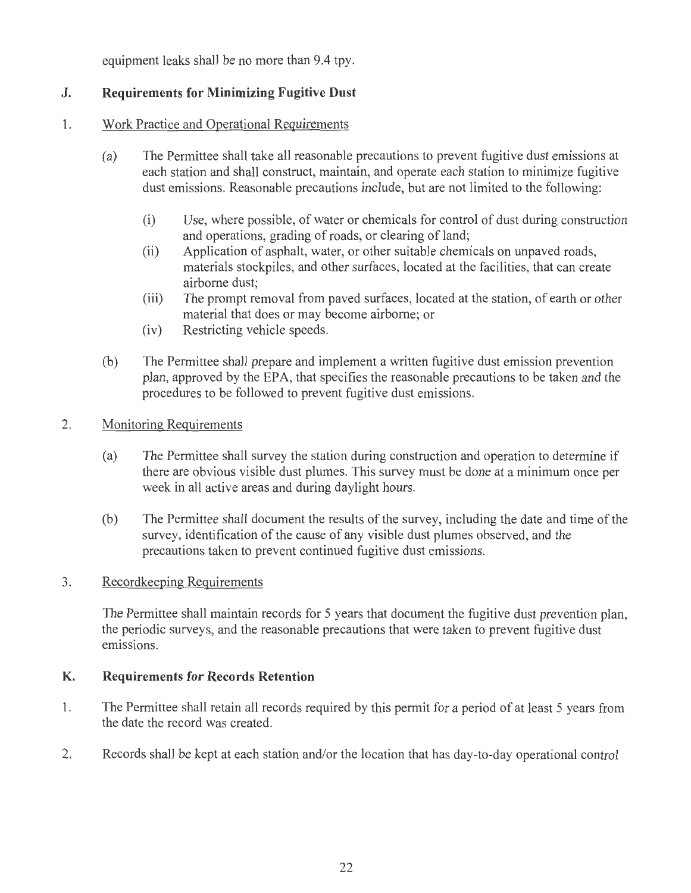equipment leaks shall be no more than 9.4 tpy.

## J. Requirements for Minimizing Fugitive Dust

1. Work Practice and Operational Requirements

   (a) The Permittee shall take all reasonable precautions to prevent fugitive dust emissions at each station and shall construct, maintain, and operate each station to minimize fugitive dust emissions. Reasonable precautions include, but are not limited to the following:

      (i) Use, where possible, of water or chemicals for control of dust during construction and operations, grading of roads, or clearing of land;

      (ii) Application of asphalt, water, or other suitable chemicals on unpaved roads, materials stockpiles, and other surfaces, located at the facilities, that can create airborne dust;

      (iii) The prompt removal from paved surfaces, located at the station, of earth or other material that does or may become airborne; or

      (iv) Restricting vehicle speeds.

   (b) The Permittee shall prepare and implement a written fugitive dust emission prevention plan, approved by the EPA, that specifies the reasonable precautions to be taken and the procedures to be followed to prevent fugitive dust emissions.

2. Monitoring Requirements

   (a) The Permittee shall survey the station during construction and operation to determine if there are obvious visible dust plumes. This survey must be done at a minimum once per week in all active areas and during daylight hours.

   (b) The Permittee shall document the results of the survey, including the date and time of the survey, identification of the cause of any visible dust plumes observed, and the precautions taken to prevent continued fugitive dust emissions.

3. Recordkeeping Requirements

   The Permittee shall maintain records for 5 years that document the fugitive dust prevention plan, the periodic surveys, and the reasonable precautions that were taken to prevent fugitive dust emissions.

## K. Requirements for Records Retention

1. The Permittee shall retain all records required by this permit for a period of at least 5 years from the date the record was created.

2. Records shall be kept at each station and/or the location that has day-to-day operational control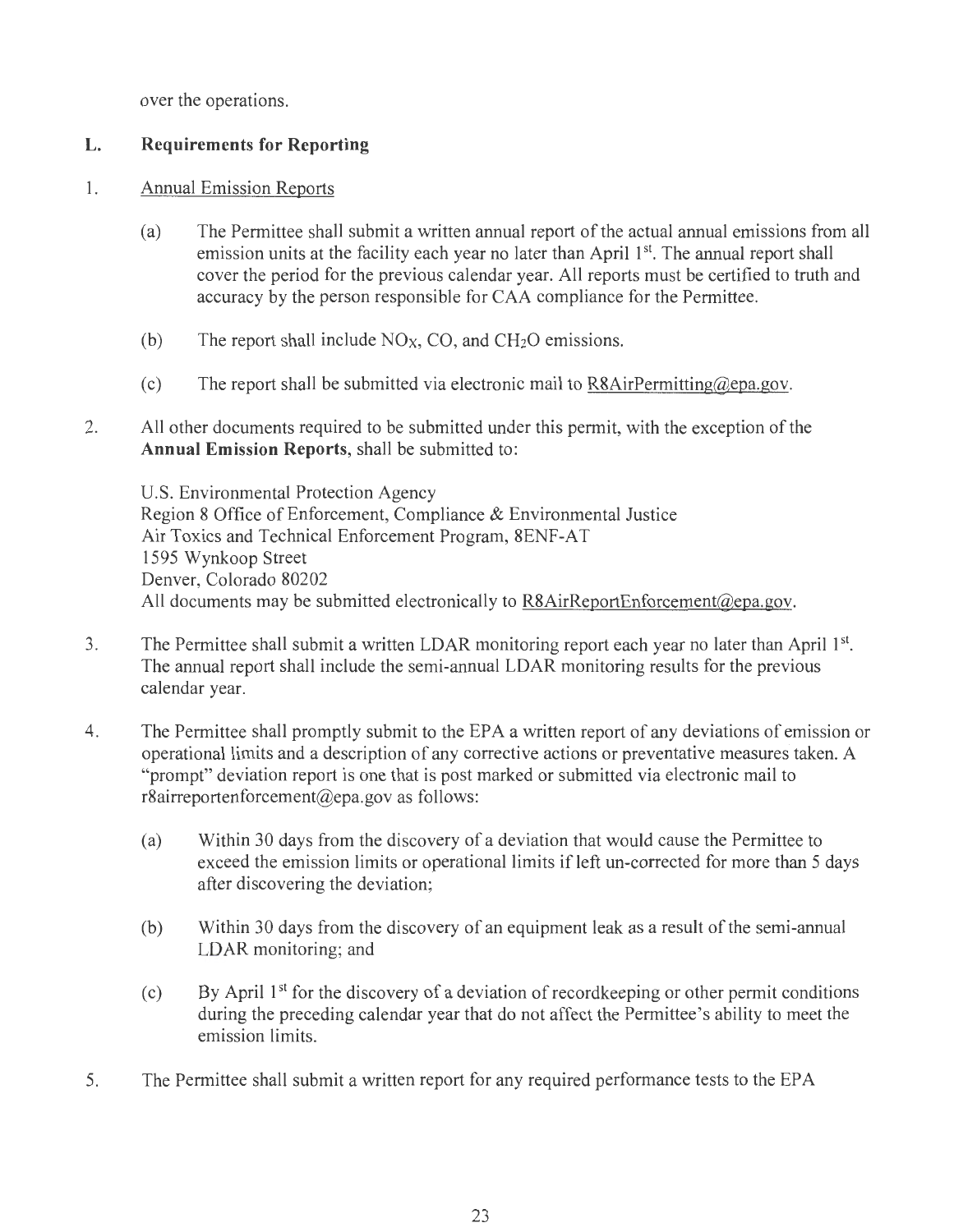over the operations.

## L. Requirements for Reporting

1. Annual Emission Reports

   (a) The Permittee shall submit a written annual report of the actual annual emissions from all emission units at the facility each year no later than April 1st. The annual report shall cover the period for the previous calendar year. All reports must be certified to truth and accuracy by the person responsible for CAA compliance for the Permittee.

   (b) The report shall include $NO_X$, CO, and $CH_2O$ emissions.

   (c) The report shall be submitted via electronic mail to R8AirPermitting@epa.gov.

2. All other documents required to be submitted under this permit, with the exception of the **Annual Emission Reports**, shall be submitted to:

   U.S. Environmental Protection Agency
   Region 8 Office of Enforcement, Compliance & Environmental Justice
   Air Toxics and Technical Enforcement Program, 8ENF-AT
   1595 Wynkoop Street
   Denver, Colorado 80202
   All documents may be submitted electronically to R8AirReportEnforcement@epa.gov.

3. The Permittee shall submit a written LDAR monitoring report each year no later than April 1st. The annual report shall include the semi-annual LDAR monitoring results for the previous calendar year.

4. The Permittee shall promptly submit to the EPA a written report of any deviations of emission or operational limits and a description of any corrective actions or preventative measures taken. A "prompt" deviation report is one that is post marked or submitted via electronic mail to r8airreportenforcement@epa.gov as follows:

   (a) Within 30 days from the discovery of a deviation that would cause the Permittee to exceed the emission limits or operational limits if left un-corrected for more than 5 days after discovering the deviation;

   (b) Within 30 days from the discovery of an equipment leak as a result of the semi-annual LDAR monitoring; and

   (c) By April 1st for the discovery of a deviation of recordkeeping or other permit conditions during the preceding calendar year that do not affect the Permittee's ability to meet the emission limits.

5. The Permittee shall submit a written report for any required performance tests to the EPA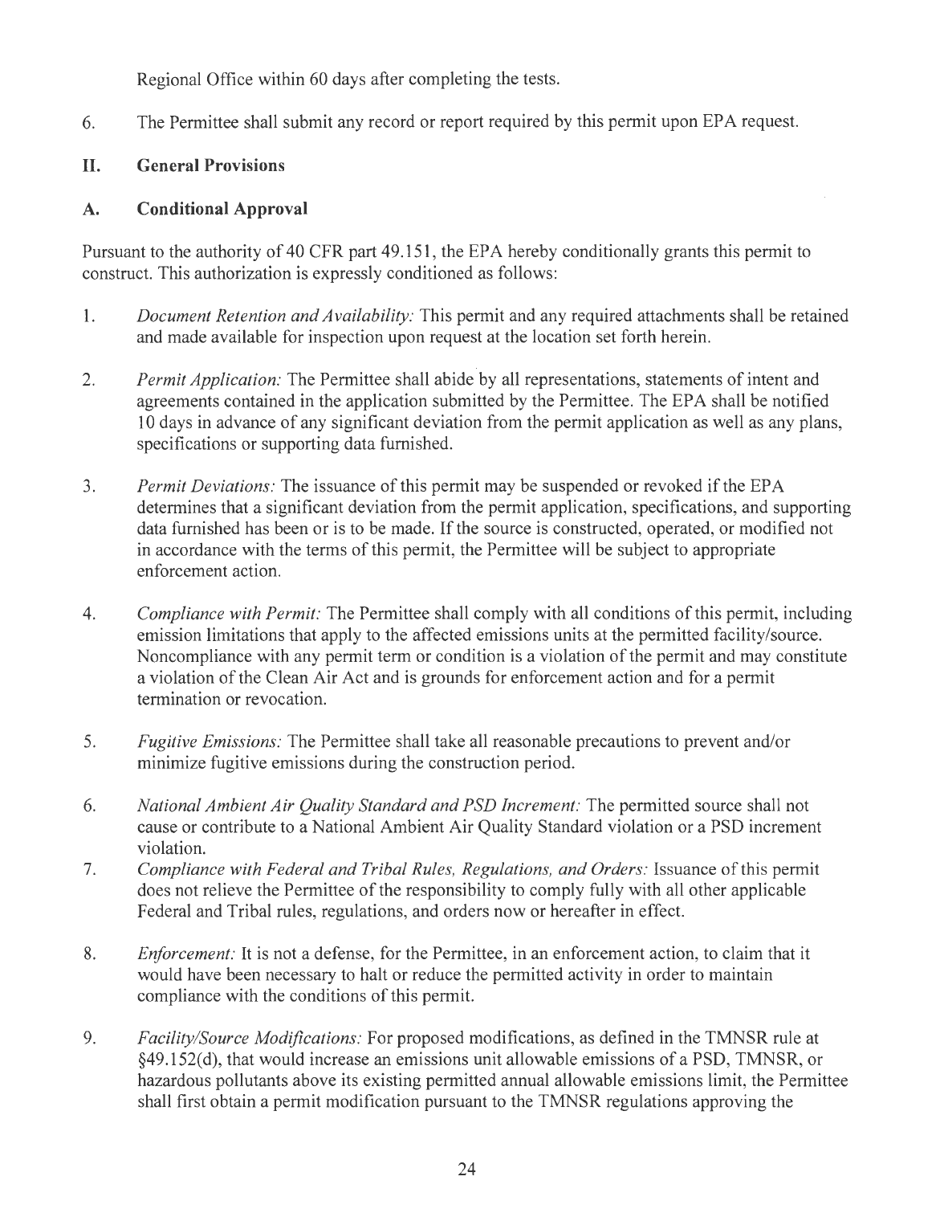Regional Office within 60 days after completing the tests.

6. The Permittee shall submit any record or report required by this permit upon EPA request.

## II. General Provisions

### A. Conditional Approval

Pursuant to the authority of 40 CFR part 49.151, the EPA hereby conditionally grants this permit to construct. This authorization is expressly conditioned as follows:

1. *Document Retention and Availability:* This permit and any required attachments shall be retained and made available for inspection upon request at the location set forth herein.

2. *Permit Application:* The Permittee shall abide by all representations, statements of intent and agreements contained in the application submitted by the Permittee. The EPA shall be notified 10 days in advance of any significant deviation from the permit application as well as any plans, specifications or supporting data furnished.

3. *Permit Deviations:* The issuance of this permit may be suspended or revoked if the EPA determines that a significant deviation from the permit application, specifications, and supporting data furnished has been or is to be made. If the source is constructed, operated, or modified not in accordance with the terms of this permit, the Permittee will be subject to appropriate enforcement action.

4. *Compliance with Permit:* The Permittee shall comply with all conditions of this permit, including emission limitations that apply to the affected emissions units at the permitted facility/source. Noncompliance with any permit term or condition is a violation of the permit and may constitute a violation of the Clean Air Act and is grounds for enforcement action and for a permit termination or revocation.

5. *Fugitive Emissions:* The Permittee shall take all reasonable precautions to prevent and/or minimize fugitive emissions during the construction period.

6. *National Ambient Air Quality Standard and PSD Increment:* The permitted source shall not cause or contribute to a National Ambient Air Quality Standard violation or a PSD increment violation.

7. *Compliance with Federal and Tribal Rules, Regulations, and Orders:* Issuance of this permit does not relieve the Permittee of the responsibility to comply fully with all other applicable Federal and Tribal rules, regulations, and orders now or hereafter in effect.

8. *Enforcement:* It is not a defense, for the Permittee, in an enforcement action, to claim that it would have been necessary to halt or reduce the permitted activity in order to maintain compliance with the conditions of this permit.

9. *Facility/Source Modifications:* For proposed modifications, as defined in the TMNSR rule at §49.152(d), that would increase an emissions unit allowable emissions of a PSD, TMNSR, or hazardous pollutants above its existing permitted annual allowable emissions limit, the Permittee shall first obtain a permit modification pursuant to the TMNSR regulations approving the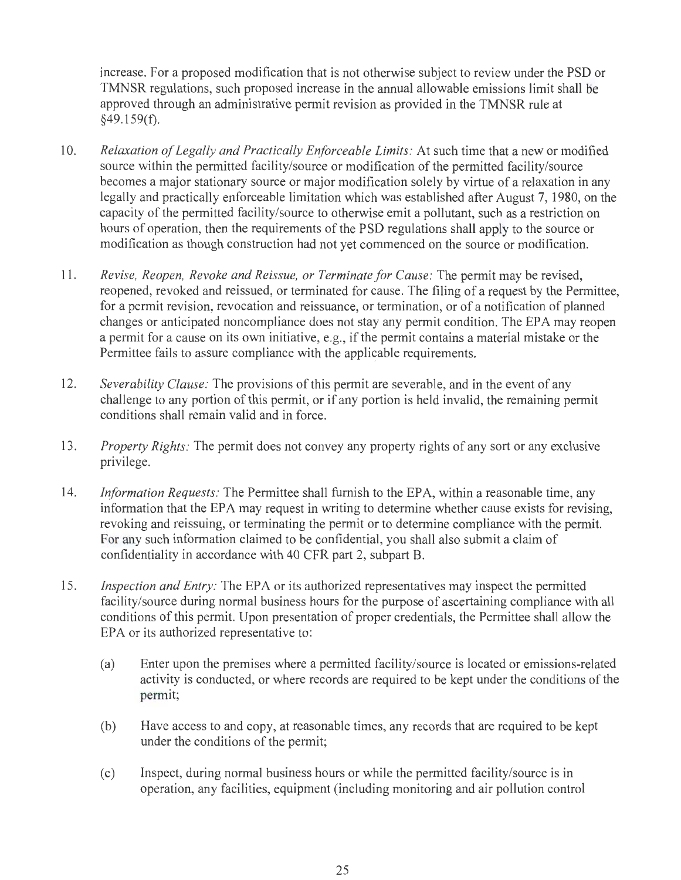increase. For a proposed modification that is not otherwise subject to review under the PSD or TMNSR regulations, such proposed increase in the annual allowable emissions limit shall be approved through an administrative permit revision as provided in the TMNSR rule at §49.159(f).

10. *Relaxation of Legally and Practically Enforceable Limits:* At such time that a new or modified source within the permitted facility/source or modification of the permitted facility/source becomes a major stationary source or major modification solely by virtue of a relaxation in any legally and practically enforceable limitation which was established after August 7, 1980, on the capacity of the permitted facility/source to otherwise emit a pollutant, such as a restriction on hours of operation, then the requirements of the PSD regulations shall apply to the source or modification as though construction had not yet commenced on the source or modification.

11. *Revise, Reopen, Revoke and Reissue, or Terminate for Cause:* The permit may be revised, reopened, revoked and reissued, or terminated for cause. The filing of a request by the Permittee, for a permit revision, revocation and reissuance, or termination, or of a notification of planned changes or anticipated noncompliance does not stay any permit condition. The EPA may reopen a permit for a cause on its own initiative, e.g., if the permit contains a material mistake or the Permittee fails to assure compliance with the applicable requirements.

12. *Severability Clause:* The provisions of this permit are severable, and in the event of any challenge to any portion of this permit, or if any portion is held invalid, the remaining permit conditions shall remain valid and in force.

13. *Property Rights:* The permit does not convey any property rights of any sort or any exclusive privilege.

14. *Information Requests:* The Permittee shall furnish to the EPA, within a reasonable time, any information that the EPA may request in writing to determine whether cause exists for revising, revoking and reissuing, or terminating the permit or to determine compliance with the permit. For any such information claimed to be confidential, you shall also submit a claim of confidentiality in accordance with 40 CFR part 2, subpart B.

15. *Inspection and Entry:* The EPA or its authorized representatives may inspect the permitted facility/source during normal business hours for the purpose of ascertaining compliance with all conditions of this permit. Upon presentation of proper credentials, the Permittee shall allow the EPA or its authorized representative to:

    (a) Enter upon the premises where a permitted facility/source is located or emissions-related activity is conducted, or where records are required to be kept under the conditions of the permit;

    (b) Have access to and copy, at reasonable times, any records that are required to be kept under the conditions of the permit;

    (c) Inspect, during normal business hours or while the permitted facility/source is in operation, any facilities, equipment (including monitoring and air pollution control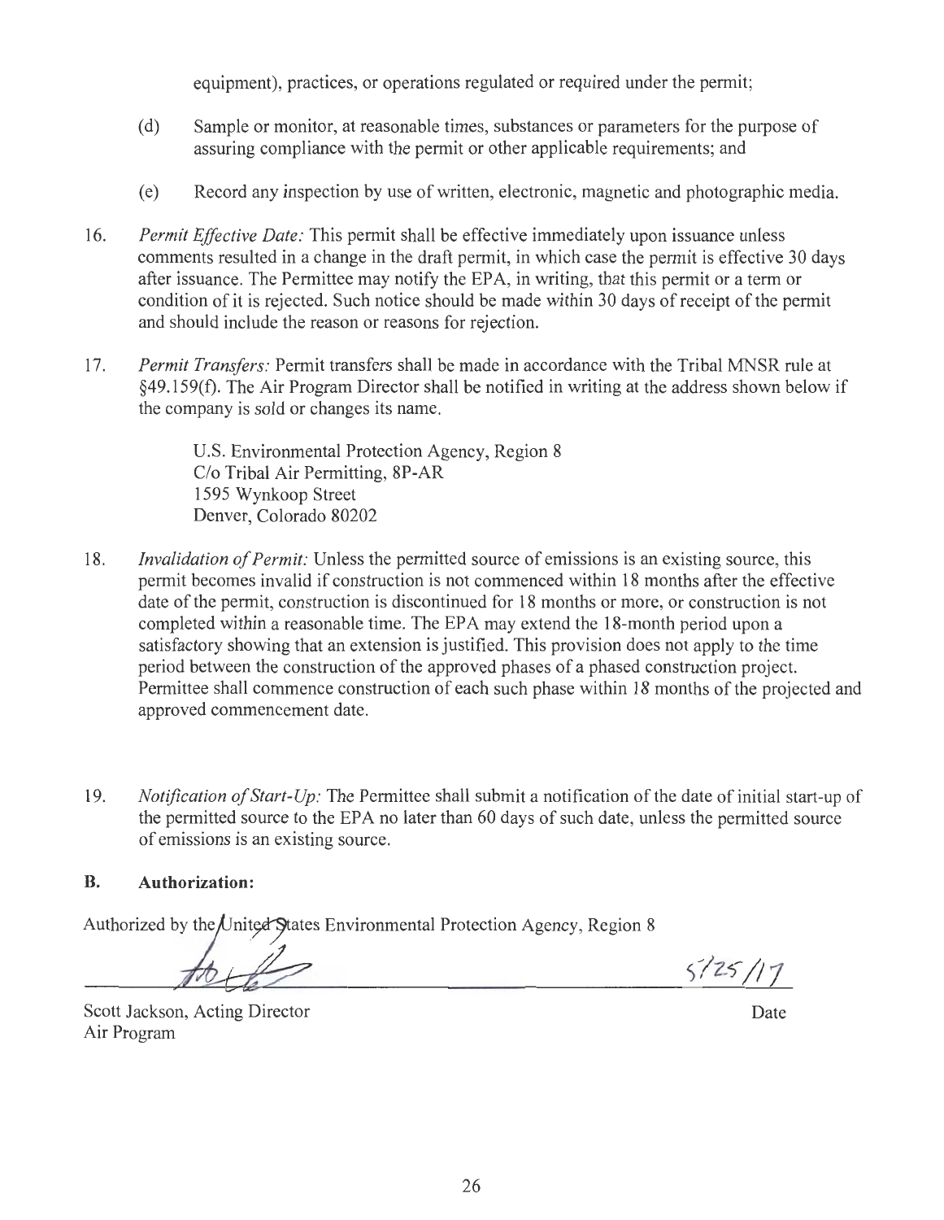equipment), practices, or operations regulated or required under the permit;

(d) Sample or monitor, at reasonable times, substances or parameters for the purpose of assuring compliance with the permit or other applicable requirements; and

(e) Record any inspection by use of written, electronic, magnetic and photographic media.

16. *Permit Effective Date:* This permit shall be effective immediately upon issuance unless comments resulted in a change in the draft permit, in which case the permit is effective 30 days after issuance. The Permittee may notify the EPA, in writing, that this permit or a term or condition of it is rejected. Such notice should be made within 30 days of receipt of the permit and should include the reason or reasons for rejection.

17. *Permit Transfers:* Permit transfers shall be made in accordance with the Tribal MNSR rule at §49.159(f). The Air Program Director shall be notified in writing at the address shown below if the company is sold or changes its name.

    U.S. Environmental Protection Agency, Region 8
    C/o Tribal Air Permitting, 8P-AR
    1595 Wynkoop Street
    Denver, Colorado 80202

18. *Invalidation of Permit:* Unless the permitted source of emissions is an existing source, this permit becomes invalid if construction is not commenced within 18 months after the effective date of the permit, construction is discontinued for 18 months or more, or construction is not completed within a reasonable time. The EPA may extend the 18-month period upon a satisfactory showing that an extension is justified. This provision does not apply to the time period between the construction of the approved phases of a phased construction project. Permittee shall commence construction of each such phase within 18 months of the projected and approved commencement date.

19. *Notification of Start-Up:* The Permittee shall submit a notification of the date of initial start-up of the permitted source to the EPA no later than 60 days of such date, unless the permitted source of emissions is an existing source.

## B. Authorization:

Authorized by the United States Environmental Protection Agency, Region 8

5/25/17

Scott Jackson, Acting Director
Air Program

Date